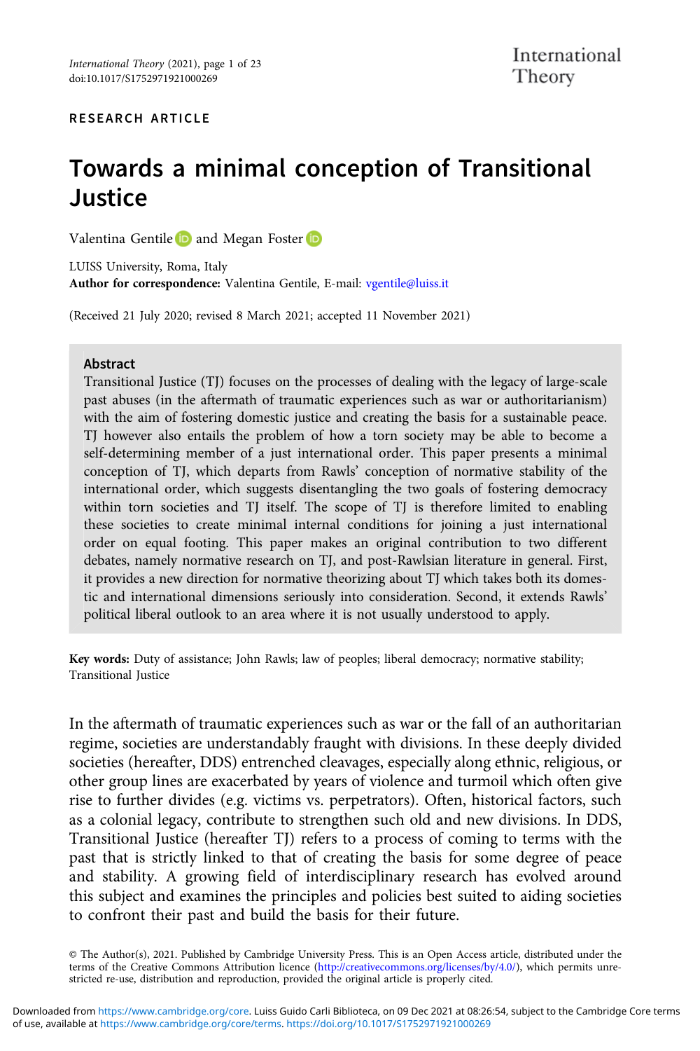RESEARCH ARTICLE

# Towards a minimal conception of Transitional Justice

Valentina Gentile and Megan Foster

LUISS University, Roma, Italy
**Author for correspondence:** Valentina Gentile, E-mail: vgentile@luiss.it

(Received 21 July 2020; revised 8 March 2021; accepted 11 November 2021)

## Abstract

Transitional Justice (TJ) focuses on the processes of dealing with the legacy of large-scale past abuses (in the aftermath of traumatic experiences such as war or authoritarianism) with the aim of fostering domestic justice and creating the basis for a sustainable peace. TJ however also entails the problem of how a torn society may be able to become a self-determining member of a just international order. This paper presents a minimal conception of TJ, which departs from Rawls' conception of normative stability of the international order, which suggests disentangling the two goals of fostering democracy within torn societies and TJ itself. The scope of TJ is therefore limited to enabling these societies to create minimal internal conditions for joining a just international order on equal footing. This paper makes an original contribution to two different debates, namely normative research on TJ, and post-Rawlsian literature in general. First, it provides a new direction for normative theorizing about TJ which takes both its domestic and international dimensions seriously into consideration. Second, it extends Rawls' political liberal outlook to an area where it is not usually understood to apply.

**Key words:** Duty of assistance; John Rawls; law of peoples; liberal democracy; normative stability; Transitional Justice

In the aftermath of traumatic experiences such as war or the fall of an authoritarian regime, societies are understandably fraught with divisions. In these deeply divided societies (hereafter, DDS) entrenched cleavages, especially along ethnic, religious, or other group lines are exacerbated by years of violence and turmoil which often give rise to further divides (e.g. victims vs. perpetrators). Often, historical factors, such as a colonial legacy, contribute to strengthen such old and new divisions. In DDS, Transitional Justice (hereafter TJ) refers to a process of coming to terms with the past that is strictly linked to that of creating the basis for some degree of peace and stability. A growing field of interdisciplinary research has evolved around this subject and examines the principles and policies best suited to aiding societies to confront their past and build the basis for their future.

© The Author(s), 2021. Published by Cambridge University Press. This is an Open Access article, distributed under the terms of the Creative Commons Attribution licence (http://creativecommons.org/licenses/by/4.0/), which permits unrestricted re-use, distribution and reproduction, provided the original article is properly cited.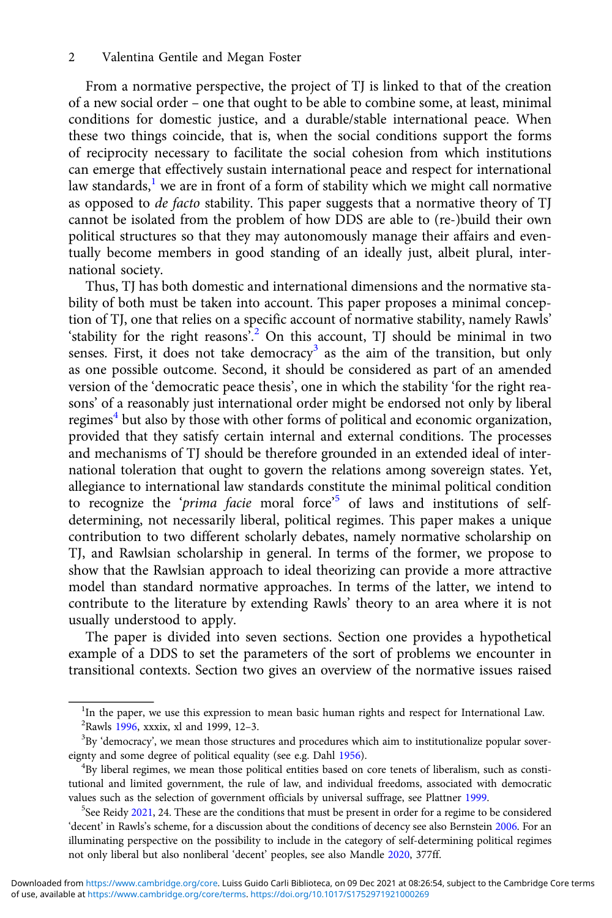From a normative perspective, the project of TJ is linked to that of the creation of a new social order – one that ought to be able to combine some, at least, minimal conditions for domestic justice, and a durable/stable international peace. When these two things coincide, that is, when the social conditions support the forms of reciprocity necessary to facilitate the social cohesion from which institutions can emerge that effectively sustain international peace and respect for international law standards,[1] we are in front of a form of stability which we might call normative as opposed to *de facto* stability. This paper suggests that a normative theory of TJ cannot be isolated from the problem of how DDS are able to (re-)build their own political structures so that they may autonomously manage their affairs and eventually become members in good standing of an ideally just, albeit plural, international society.

Thus, TJ has both domestic and international dimensions and the normative stability of both must be taken into account. This paper proposes a minimal conception of TJ, one that relies on a specific account of normative stability, namely Rawls' 'stability for the right reasons'.[2] On this account, TJ should be minimal in two senses. First, it does not take democracy[3] as the aim of the transition, but only as one possible outcome. Second, it should be considered as part of an amended version of the 'democratic peace thesis', one in which the stability 'for the right reasons' of a reasonably just international order might be endorsed not only by liberal regimes[4] but also by those with other forms of political and economic organization, provided that they satisfy certain internal and external conditions. The processes and mechanisms of TJ should be therefore grounded in an extended ideal of international toleration that ought to govern the relations among sovereign states. Yet, allegiance to international law standards constitute the minimal political condition to recognize the '*prima facie* moral force'[5] of laws and institutions of self-determining, not necessarily liberal, political regimes. This paper makes a unique contribution to two different scholarly debates, namely normative scholarship on TJ, and Rawlsian scholarship in general. In terms of the former, we propose to show that the Rawlsian approach to ideal theorizing can provide a more attractive model than standard normative approaches. In terms of the latter, we intend to contribute to the literature by extending Rawls' theory to an area where it is not usually understood to apply.

The paper is divided into seven sections. Section one provides a hypothetical example of a DDS to set the parameters of the sort of problems we encounter in transitional contexts. Section two gives an overview of the normative issues raised

---

[1] In the paper, we use this expression to mean basic human rights and respect for International Law.

[2] Rawls 1996, xxxix, xl and 1999, 12–3.

[3] By 'democracy', we mean those structures and procedures which aim to institutionalize popular sovereignty and some degree of political equality (see e.g. Dahl 1956).

[4] By liberal regimes, we mean those political entities based on core tenets of liberalism, such as constitutional and limited government, the rule of law, and individual freedoms, associated with democratic values such as the selection of government officials by universal suffrage, see Plattner 1999.

[5] See Reidy 2021, 24. These are the conditions that must be present in order for a regime to be considered 'decent' in Rawls's scheme, for a discussion about the conditions of decency see also Bernstein 2006. For an illuminating perspective on the possibility to include in the category of self-determining political regimes not only liberal but also nonliberal 'decent' peoples, see also Mandle 2020, 377ff.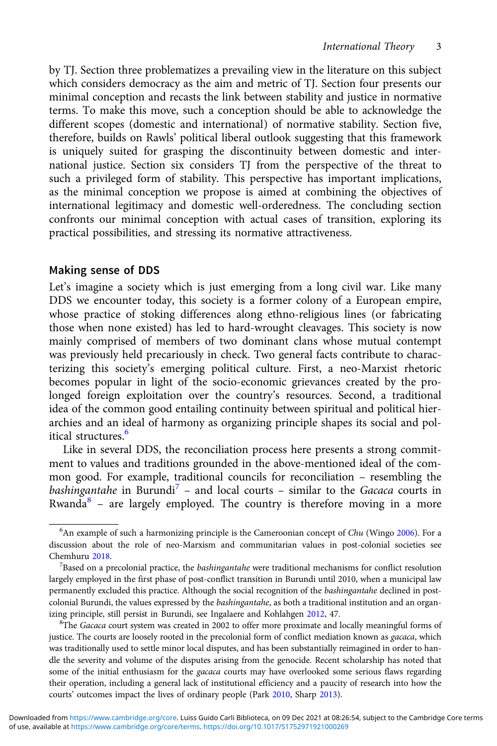by TJ. Section three problematizes a prevailing view in the literature on this subject which considers democracy as the aim and metric of TJ. Section four presents our minimal conception and recasts the link between stability and justice in normative terms. To make this move, such a conception should be able to acknowledge the different scopes (domestic and international) of normative stability. Section five, therefore, builds on Rawls' political liberal outlook suggesting that this framework is uniquely suited for grasping the discontinuity between domestic and international justice. Section six considers TJ from the perspective of the threat to such a privileged form of stability. This perspective has important implications, as the minimal conception we propose is aimed at combining the objectives of international legitimacy and domestic well-orderedness. The concluding section confronts our minimal conception with actual cases of transition, exploring its practical possibilities, and stressing its normative attractiveness.

## Making sense of DDS

Let's imagine a society which is just emerging from a long civil war. Like many DDS we encounter today, this society is a former colony of a European empire, whose practice of stoking differences along ethno-religious lines (or fabricating those when none existed) has led to hard-wrought cleavages. This society is now mainly comprised of members of two dominant clans whose mutual contempt was previously held precariously in check. Two general facts contribute to characterizing this society's emerging political culture. First, a neo-Marxist rhetoric becomes popular in light of the socio-economic grievances created by the prolonged foreign exploitation over the country's resources. Second, a traditional idea of the common good entailing continuity between spiritual and political hierarchies and an ideal of harmony as organizing principle shapes its social and political structures.[6]

Like in several DDS, the reconciliation process here presents a strong commitment to values and traditions grounded in the above-mentioned ideal of the common good. For example, traditional councils for reconciliation – resembling the *bashingantahe* in Burundi[7] – and local courts – similar to the *Gacaca* courts in Rwanda[8] – are largely employed. The country is therefore moving in a more

[6] An example of such a harmonizing principle is the Cameroonian concept of *Chu* (Wingo 2006). For a discussion about the role of neo-Marxism and communitarian values in post-colonial societies see Chemhuru 2018.

[7] Based on a precolonial practice, the *bashingantahe* were traditional mechanisms for conflict resolution largely employed in the first phase of post-conflict transition in Burundi until 2010, when a municipal law permanently excluded this practice. Although the social recognition of the *bashingantahe* declined in post-colonial Burundi, the values expressed by the *bashingantahe*, as both a traditional institution and an organizing principle, still persist in Burundi, see Ingalaere and Kohlahgen 2012, 47.

[8] The *Gacaca* court system was created in 2002 to offer more proximate and locally meaningful forms of justice. The courts are loosely rooted in the precolonial form of conflict mediation known as *gacaca*, which was traditionally used to settle minor local disputes, and has been substantially reimagined in order to handle the severity and volume of the disputes arising from the genocide. Recent scholarship has noted that some of the initial enthusiasm for the *gacaca* courts may have overlooked some serious flaws regarding their operation, including a general lack of institutional efficiency and a paucity of research into how the courts' outcomes impact the lives of ordinary people (Park 2010, Sharp 2013).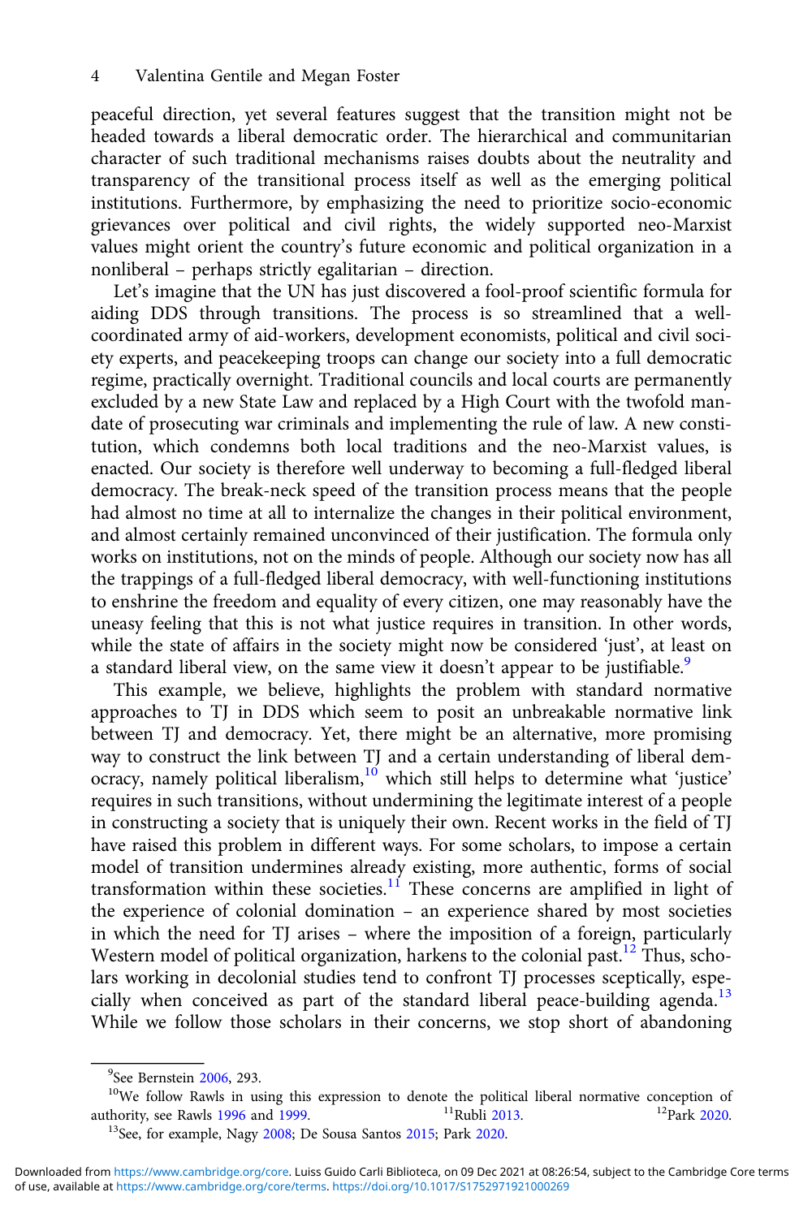peaceful direction, yet several features suggest that the transition might not be headed towards a liberal democratic order. The hierarchical and communitarian character of such traditional mechanisms raises doubts about the neutrality and transparency of the transitional process itself as well as the emerging political institutions. Furthermore, by emphasizing the need to prioritize socio-economic grievances over political and civil rights, the widely supported neo-Marxist values might orient the country's future economic and political organization in a nonliberal – perhaps strictly egalitarian – direction.

Let's imagine that the UN has just discovered a fool-proof scientific formula for aiding DDS through transitions. The process is so streamlined that a well-coordinated army of aid-workers, development economists, political and civil society experts, and peacekeeping troops can change our society into a full democratic regime, practically overnight. Traditional councils and local courts are permanently excluded by a new State Law and replaced by a High Court with the twofold mandate of prosecuting war criminals and implementing the rule of law. A new constitution, which condemns both local traditions and the neo-Marxist values, is enacted. Our society is therefore well underway to becoming a full-fledged liberal democracy. The break-neck speed of the transition process means that the people had almost no time at all to internalize the changes in their political environment, and almost certainly remained unconvinced of their justification. The formula only works on institutions, not on the minds of people. Although our society now has all the trappings of a full-fledged liberal democracy, with well-functioning institutions to enshrine the freedom and equality of every citizen, one may reasonably have the uneasy feeling that this is not what justice requires in transition. In other words, while the state of affairs in the society might now be considered 'just', at least on a standard liberal view, on the same view it doesn't appear to be justifiable.[9]

This example, we believe, highlights the problem with standard normative approaches to TJ in DDS which seem to posit an unbreakable normative link between TJ and democracy. Yet, there might be an alternative, more promising way to construct the link between TJ and a certain understanding of liberal democracy, namely political liberalism,[10] which still helps to determine what 'justice' requires in such transitions, without undermining the legitimate interest of a people in constructing a society that is uniquely their own. Recent works in the field of TJ have raised this problem in different ways. For some scholars, to impose a certain model of transition undermines already existing, more authentic, forms of social transformation within these societies.[11] These concerns are amplified in light of the experience of colonial domination – an experience shared by most societies in which the need for TJ arises – where the imposition of a foreign, particularly Western model of political organization, harkens to the colonial past.[12] Thus, scholars working in decolonial studies tend to confront TJ processes sceptically, especially when conceived as part of the standard liberal peace-building agenda.[13] While we follow those scholars in their concerns, we stop short of abandoning

---

[9] See Bernstein 2006, 293.

[10] We follow Rawls in using this expression to denote the political liberal normative conception of authority, see Rawls 1996 and 1999.

[11] Rubli 2013.

[12] Park 2020.

[13] See, for example, Nagy 2008; De Sousa Santos 2015; Park 2020.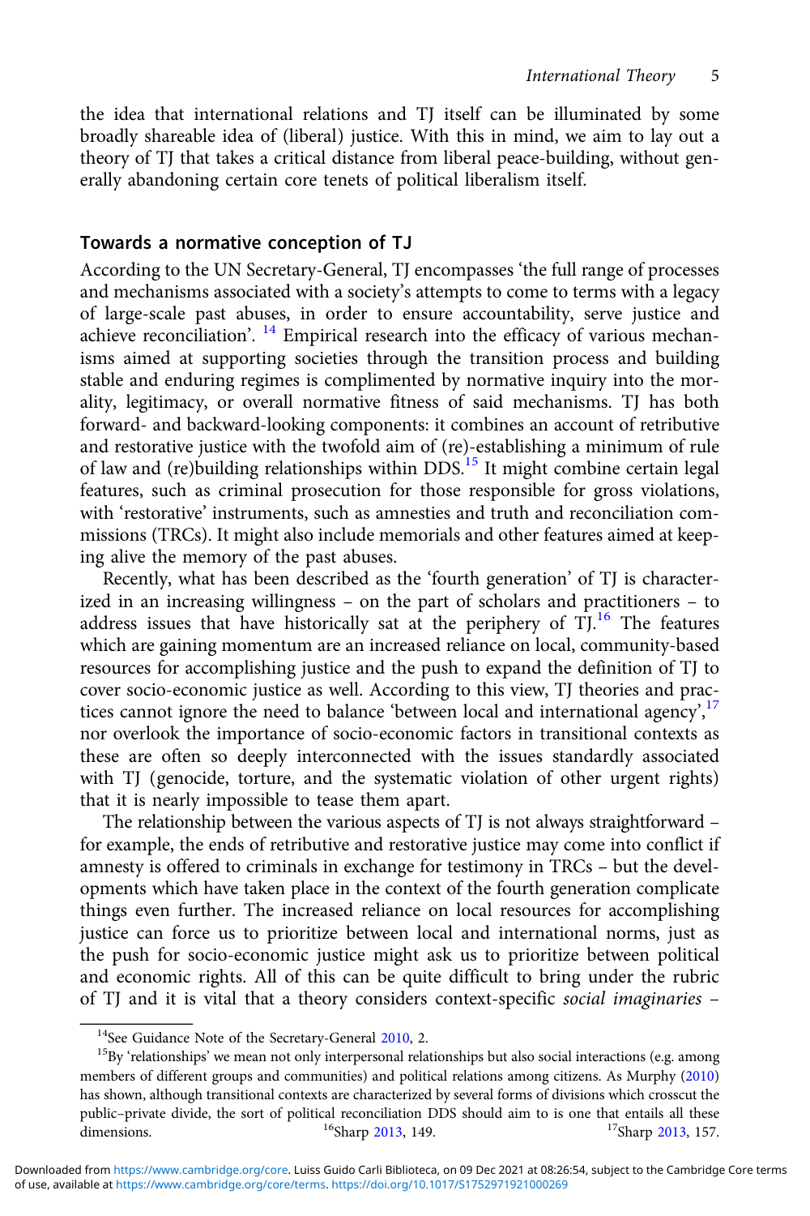the idea that international relations and TJ itself can be illuminated by some broadly shareable idea of (liberal) justice. With this in mind, we aim to lay out a theory of TJ that takes a critical distance from liberal peace-building, without generally abandoning certain core tenets of political liberalism itself.

## Towards a normative conception of TJ

According to the UN Secretary-General, TJ encompasses 'the full range of processes and mechanisms associated with a society's attempts to come to terms with a legacy of large-scale past abuses, in order to ensure accountability, serve justice and achieve reconciliation'. [14] Empirical research into the efficacy of various mechanisms aimed at supporting societies through the transition process and building stable and enduring regimes is complimented by normative inquiry into the morality, legitimacy, or overall normative fitness of said mechanisms. TJ has both forward- and backward-looking components: it combines an account of retributive and restorative justice with the twofold aim of (re)-establishing a minimum of rule of law and (re)building relationships within DDS.[15] It might combine certain legal features, such as criminal prosecution for those responsible for gross violations, with 'restorative' instruments, such as amnesties and truth and reconciliation commissions (TRCs). It might also include memorials and other features aimed at keeping alive the memory of the past abuses.

Recently, what has been described as the 'fourth generation' of TJ is characterized in an increasing willingness – on the part of scholars and practitioners – to address issues that have historically sat at the periphery of TJ.[16] The features which are gaining momentum are an increased reliance on local, community-based resources for accomplishing justice and the push to expand the definition of TJ to cover socio-economic justice as well. According to this view, TJ theories and practices cannot ignore the need to balance 'between local and international agency',[17] nor overlook the importance of socio-economic factors in transitional contexts as these are often so deeply interconnected with the issues standardly associated with TJ (genocide, torture, and the systematic violation of other urgent rights) that it is nearly impossible to tease them apart.

The relationship between the various aspects of TJ is not always straightforward – for example, the ends of retributive and restorative justice may come into conflict if amnesty is offered to criminals in exchange for testimony in TRCs – but the developments which have taken place in the context of the fourth generation complicate things even further. The increased reliance on local resources for accomplishing justice can force us to prioritize between local and international norms, just as the push for socio-economic justice might ask us to prioritize between political and economic rights. All of this can be quite difficult to bring under the rubric of TJ and it is vital that a theory considers context-specific *social imaginaries* –

[14] See Guidance Note of the Secretary-General 2010, 2.

[15] By 'relationships' we mean not only interpersonal relationships but also social interactions (e.g. among members of different groups and communities) and political relations among citizens. As Murphy (2010) has shown, although transitional contexts are characterized by several forms of divisions which crosscut the public–private divide, the sort of political reconciliation DDS should aim to is one that entails all these dimensions.

[16] Sharp 2013, 149.

[17] Sharp 2013, 157.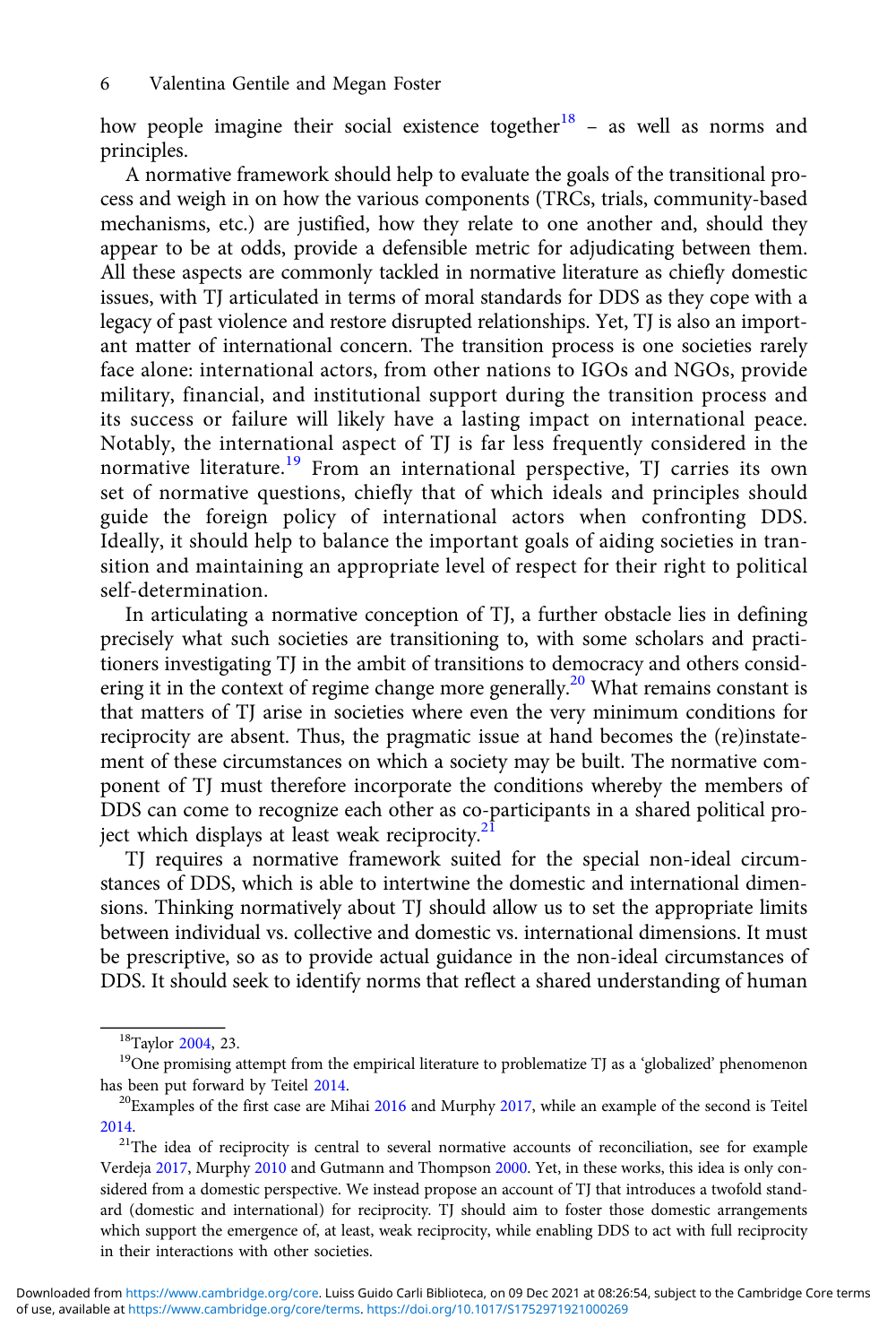how people imagine their social existence together[18] – as well as norms and principles.

A normative framework should help to evaluate the goals of the transitional process and weigh in on how the various components (TRCs, trials, community-based mechanisms, etc.) are justified, how they relate to one another and, should they appear to be at odds, provide a defensible metric for adjudicating between them. All these aspects are commonly tackled in normative literature as chiefly domestic issues, with TJ articulated in terms of moral standards for DDS as they cope with a legacy of past violence and restore disrupted relationships. Yet, TJ is also an important matter of international concern. The transition process is one societies rarely face alone: international actors, from other nations to IGOs and NGOs, provide military, financial, and institutional support during the transition process and its success or failure will likely have a lasting impact on international peace. Notably, the international aspect of TJ is far less frequently considered in the normative literature.[19] From an international perspective, TJ carries its own set of normative questions, chiefly that of which ideals and principles should guide the foreign policy of international actors when confronting DDS. Ideally, it should help to balance the important goals of aiding societies in transition and maintaining an appropriate level of respect for their right to political self-determination.

In articulating a normative conception of TJ, a further obstacle lies in defining precisely what such societies are transitioning to, with some scholars and practitioners investigating TJ in the ambit of transitions to democracy and others considering it in the context of regime change more generally.[20] What remains constant is that matters of TJ arise in societies where even the very minimum conditions for reciprocity are absent. Thus, the pragmatic issue at hand becomes the (re)instatement of these circumstances on which a society may be built. The normative component of TJ must therefore incorporate the conditions whereby the members of DDS can come to recognize each other as co-participants in a shared political project which displays at least weak reciprocity.[21]

TJ requires a normative framework suited for the special non-ideal circumstances of DDS, which is able to intertwine the domestic and international dimensions. Thinking normatively about TJ should allow us to set the appropriate limits between individual vs. collective and domestic vs. international dimensions. It must be prescriptive, so as to provide actual guidance in the non-ideal circumstances of DDS. It should seek to identify norms that reflect a shared understanding of human

---

[18] Taylor 2004, 23.

[19] One promising attempt from the empirical literature to problematize TJ as a 'globalized' phenomenon has been put forward by Teitel 2014.

[20] Examples of the first case are Mihai 2016 and Murphy 2017, while an example of the second is Teitel 2014.

[21] The idea of reciprocity is central to several normative accounts of reconciliation, see for example Verdeja 2017, Murphy 2010 and Gutmann and Thompson 2000. Yet, in these works, this idea is only considered from a domestic perspective. We instead propose an account of TJ that introduces a twofold standard (domestic and international) for reciprocity. TJ should aim to foster those domestic arrangements which support the emergence of, at least, weak reciprocity, while enabling DDS to act with full reciprocity in their interactions with other societies.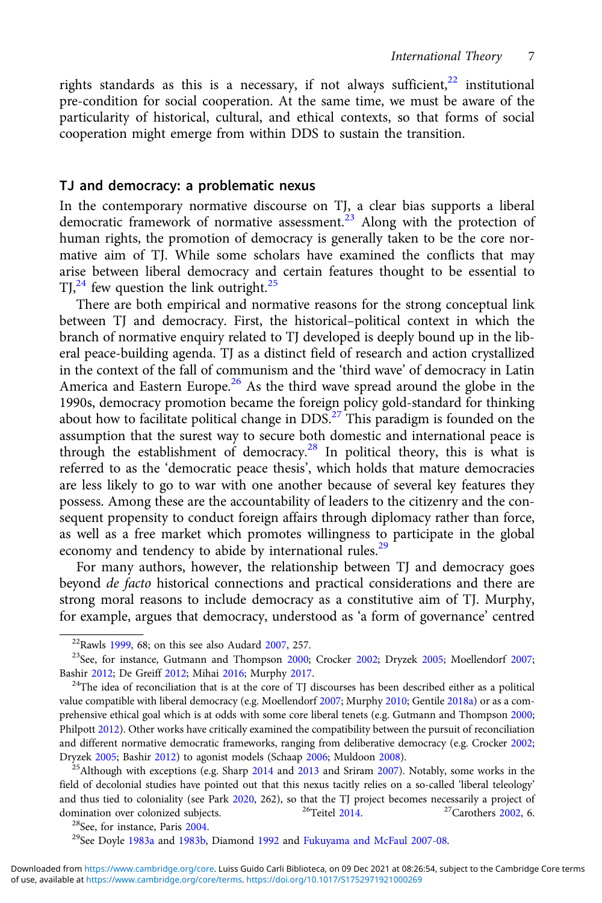rights standards as this is a necessary, if not always sufficient,[22] institutional pre-condition for social cooperation. At the same time, we must be aware of the particularity of historical, cultural, and ethical contexts, so that forms of social cooperation might emerge from within DDS to sustain the transition.

## TJ and democracy: a problematic nexus

In the contemporary normative discourse on TJ, a clear bias supports a liberal democratic framework of normative assessment.[23] Along with the protection of human rights, the promotion of democracy is generally taken to be the core normative aim of TJ. While some scholars have examined the conflicts that may arise between liberal democracy and certain features thought to be essential to TJ,[24] few question the link outright.[25]

There are both empirical and normative reasons for the strong conceptual link between TJ and democracy. First, the historical–political context in which the branch of normative enquiry related to TJ developed is deeply bound up in the liberal peace-building agenda. TJ as a distinct field of research and action crystallized in the context of the fall of communism and the 'third wave' of democracy in Latin America and Eastern Europe.[26] As the third wave spread around the globe in the 1990s, democracy promotion became the foreign policy gold-standard for thinking about how to facilitate political change in DDS.[27] This paradigm is founded on the assumption that the surest way to secure both domestic and international peace is through the establishment of democracy.[28] In political theory, this is what is referred to as the 'democratic peace thesis', which holds that mature democracies are less likely to go to war with one another because of several key features they possess. Among these are the accountability of leaders to the citizenry and the consequent propensity to conduct foreign affairs through diplomacy rather than force, as well as a free market which promotes willingness to participate in the global economy and tendency to abide by international rules.[29]

For many authors, however, the relationship between TJ and democracy goes beyond *de facto* historical connections and practical considerations and there are strong moral reasons to include democracy as a constitutive aim of TJ. Murphy, for example, argues that democracy, understood as 'a form of governance' centred

---

[22] Rawls 1999, 68; on this see also Audard 2007, 257.

[23] See, for instance, Gutmann and Thompson 2000; Crocker 2002; Dryzek 2005; Moellendorf 2007; Bashir 2012; De Greiff 2012; Mihai 2016; Murphy 2017.

[24] The idea of reconciliation that is at the core of TJ discourses has been described either as a political value compatible with liberal democracy (e.g. Moellendorf 2007; Murphy 2010; Gentile 2018a) or as a comprehensive ethical goal which is at odds with some core liberal tenets (e.g. Gutmann and Thompson 2000; Philpott 2012). Other works have critically examined the compatibility between the pursuit of reconciliation and different normative democratic frameworks, ranging from deliberative democracy (e.g. Crocker 2002; Dryzek 2005; Bashir 2012) to agonist models (Schaap 2006; Muldoon 2008).

[25] Although with exceptions (e.g. Sharp 2014 and 2013 and Sriram 2007). Notably, some works in the field of decolonial studies have pointed out that this nexus tacitly relies on a so-called 'liberal teleology' and thus tied to coloniality (see Park 2020, 262), so that the TJ project becomes necessarily a project of domination over colonized subjects.

[26] Teitel 2014.

[27] Carothers 2002, 6.

[28] See, for instance, Paris 2004.

[29] See Doyle 1983a and 1983b, Diamond 1992 and Fukuyama and McFaul 2007-08.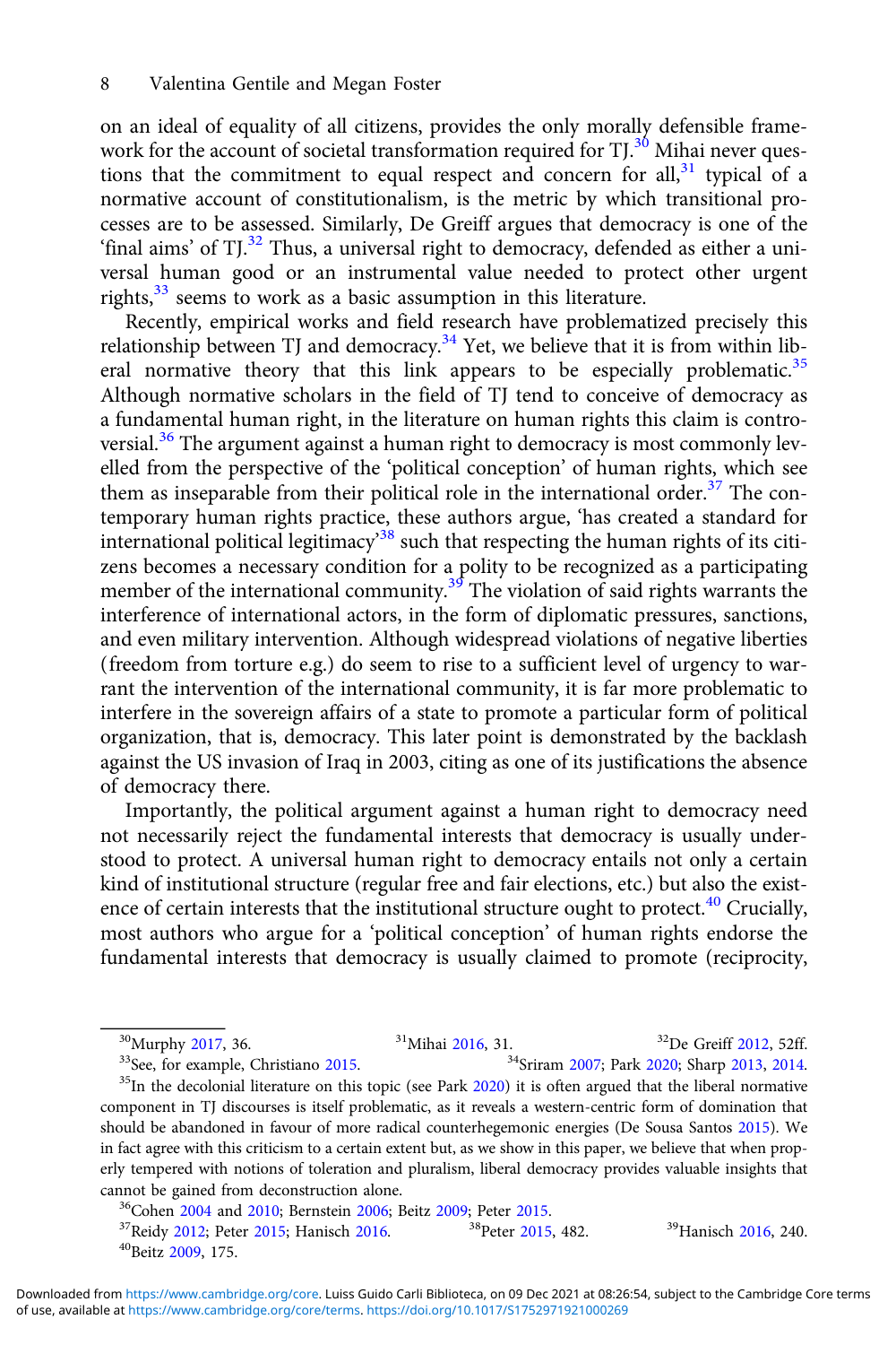on an ideal of equality of all citizens, provides the only morally defensible framework for the account of societal transformation required for TJ.[30] Mihai never questions that the commitment to equal respect and concern for all,[31] typical of a normative account of constitutionalism, is the metric by which transitional processes are to be assessed. Similarly, De Greiff argues that democracy is one of the 'final aims' of TJ.[32] Thus, a universal right to democracy, defended as either a universal human good or an instrumental value needed to protect other urgent rights,[33] seems to work as a basic assumption in this literature.

Recently, empirical works and field research have problematized precisely this relationship between TJ and democracy.[34] Yet, we believe that it is from within liberal normative theory that this link appears to be especially problematic.[35] Although normative scholars in the field of TJ tend to conceive of democracy as a fundamental human right, in the literature on human rights this claim is controversial.[36] The argument against a human right to democracy is most commonly levelled from the perspective of the 'political conception' of human rights, which see them as inseparable from their political role in the international order.[37] The contemporary human rights practice, these authors argue, 'has created a standard for international political legitimacy'[38] such that respecting the human rights of its citizens becomes a necessary condition for a polity to be recognized as a participating member of the international community.[39] The violation of said rights warrants the interference of international actors, in the form of diplomatic pressures, sanctions, and even military intervention. Although widespread violations of negative liberties (freedom from torture e.g.) do seem to rise to a sufficient level of urgency to warrant the intervention of the international community, it is far more problematic to interfere in the sovereign affairs of a state to promote a particular form of political organization, that is, democracy. This later point is demonstrated by the backlash against the US invasion of Iraq in 2003, citing as one of its justifications the absence of democracy there.

Importantly, the political argument against a human right to democracy need not necessarily reject the fundamental interests that democracy is usually understood to protect. A universal human right to democracy entails not only a certain kind of institutional structure (regular free and fair elections, etc.) but also the existence of certain interests that the institutional structure ought to protect.[40] Crucially, most authors who argue for a 'political conception' of human rights endorse the fundamental interests that democracy is usually claimed to promote (reciprocity,

---

[30] Murphy 2017, 36.

[31] Mihai 2016, 31.

[32] De Greiff 2012, 52ff.

[33] See, for example, Christiano 2015.

[34] Sriram 2007; Park 2020; Sharp 2013, 2014.

[35] In the decolonial literature on this topic (see Park 2020) it is often argued that the liberal normative component in TJ discourses is itself problematic, as it reveals a western-centric form of domination that should be abandoned in favour of more radical counterhegemonic energies (De Sousa Santos 2015). We in fact agree with this criticism to a certain extent but, as we show in this paper, we believe that when properly tempered with notions of toleration and pluralism, liberal democracy provides valuable insights that cannot be gained from deconstruction alone.

[36] Cohen 2004 and 2010; Bernstein 2006; Beitz 2009; Peter 2015.

[37] Reidy 2012; Peter 2015; Hanisch 2016.

[38] Peter 2015, 482.

[39] Hanisch 2016, 240.

[40] Beitz 2009, 175.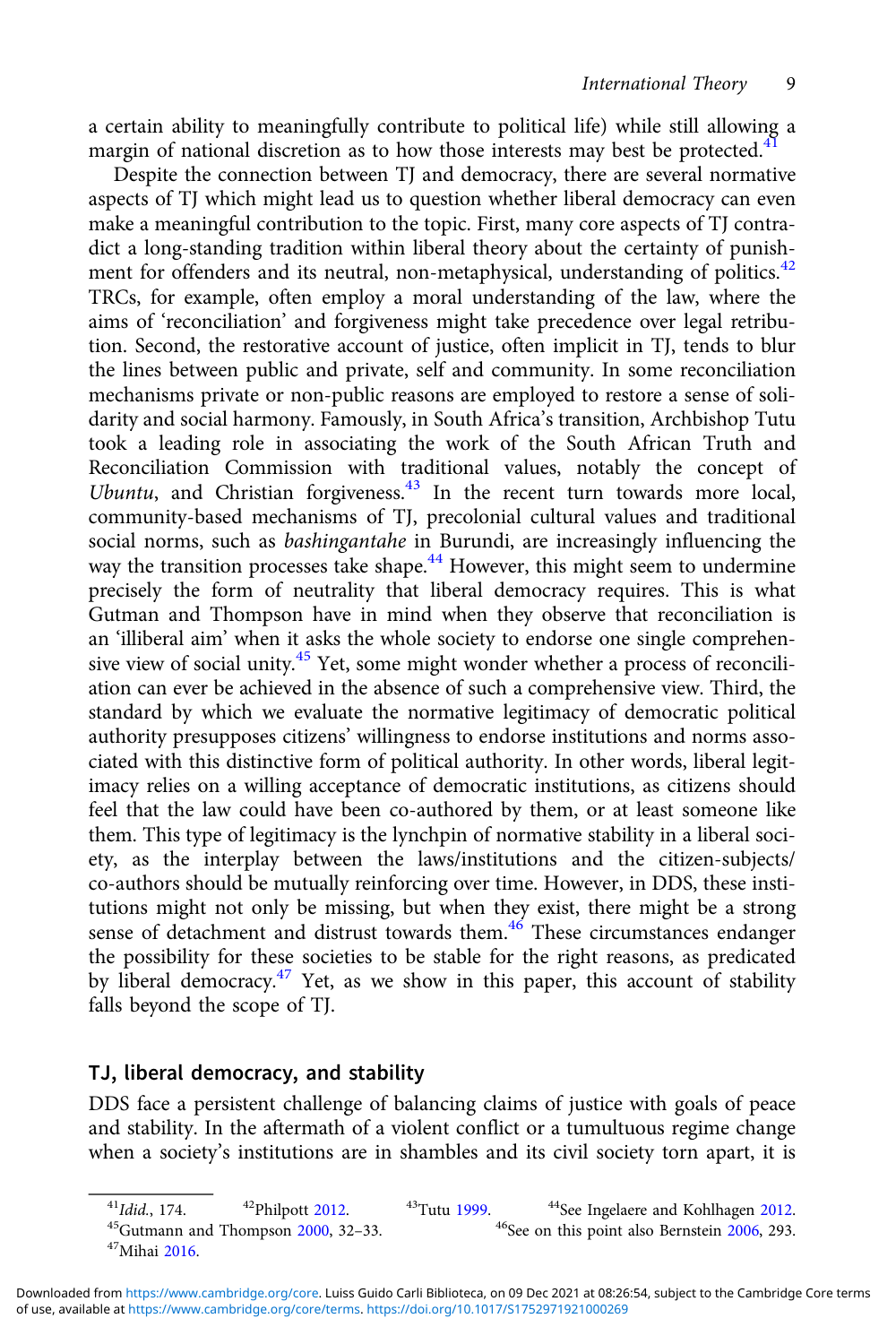a certain ability to meaningfully contribute to political life) while still allowing a margin of national discretion as to how those interests may best be protected.[41]

Despite the connection between TJ and democracy, there are several normative aspects of TJ which might lead us to question whether liberal democracy can even make a meaningful contribution to the topic. First, many core aspects of TJ contradict a long-standing tradition within liberal theory about the certainty of punishment for offenders and its neutral, non-metaphysical, understanding of politics.[42] TRCs, for example, often employ a moral understanding of the law, where the aims of 'reconciliation' and forgiveness might take precedence over legal retribution. Second, the restorative account of justice, often implicit in TJ, tends to blur the lines between public and private, self and community. In some reconciliation mechanisms private or non-public reasons are employed to restore a sense of solidarity and social harmony. Famously, in South Africa's transition, Archbishop Tutu took a leading role in associating the work of the South African Truth and Reconciliation Commission with traditional values, notably the concept of *Ubuntu*, and Christian forgiveness.[43] In the recent turn towards more local, community-based mechanisms of TJ, precolonial cultural values and traditional social norms, such as *bashingantahe* in Burundi, are increasingly influencing the way the transition processes take shape.[44] However, this might seem to undermine precisely the form of neutrality that liberal democracy requires. This is what Gutman and Thompson have in mind when they observe that reconciliation is an 'illiberal aim' when it asks the whole society to endorse one single comprehensive view of social unity.[45] Yet, some might wonder whether a process of reconciliation can ever be achieved in the absence of such a comprehensive view. Third, the standard by which we evaluate the normative legitimacy of democratic political authority presupposes citizens' willingness to endorse institutions and norms associated with this distinctive form of political authority. In other words, liberal legitimacy relies on a willing acceptance of democratic institutions, as citizens should feel that the law could have been co-authored by them, or at least someone like them. This type of legitimacy is the lynchpin of normative stability in a liberal society, as the interplay between the laws/institutions and the citizen-subjects/co-authors should be mutually reinforcing over time. However, in DDS, these institutions might not only be missing, but when they exist, there might be a strong sense of detachment and distrust towards them.[46] These circumstances endanger the possibility for these societies to be stable for the right reasons, as predicated by liberal democracy.[47] Yet, as we show in this paper, this account of stability falls beyond the scope of TJ.

## TJ, liberal democracy, and stability

DDS face a persistent challenge of balancing claims of justice with goals of peace and stability. In the aftermath of a violent conflict or a tumultuous regime change when a society's institutions are in shambles and its civil society torn apart, it is

---

[41] *Idid.*, 174.
[42] Philpott 2012.
[43] Tutu 1999.
[44] See Ingelaere and Kohlhagen 2012.
[45] Gutmann and Thompson 2000, 32–33.
[46] See on this point also Bernstein 2006, 293.
[47] Mihai 2016.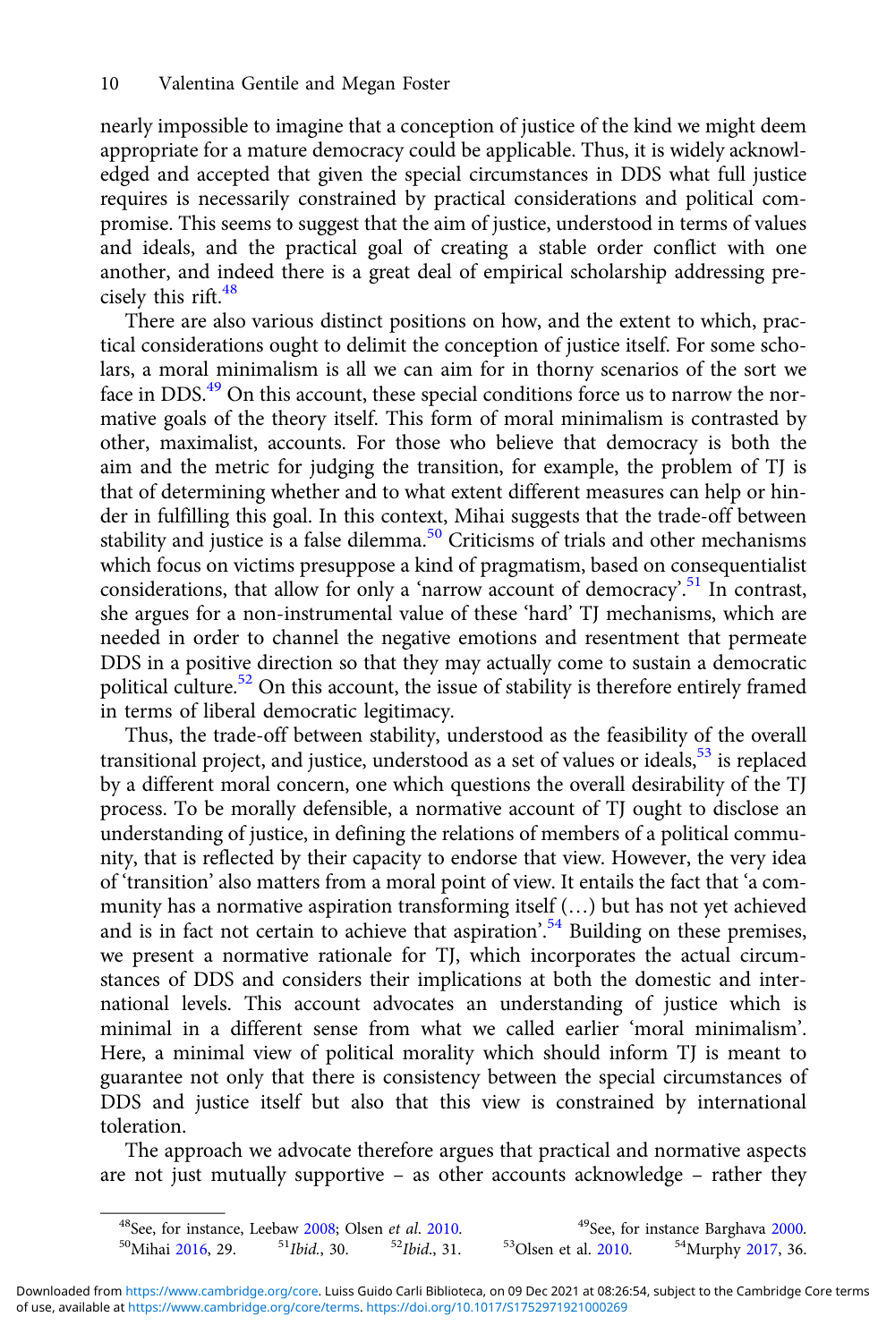nearly impossible to imagine that a conception of justice of the kind we might deem appropriate for a mature democracy could be applicable. Thus, it is widely acknowledged and accepted that given the special circumstances in DDS what full justice requires is necessarily constrained by practical considerations and political compromise. This seems to suggest that the aim of justice, understood in terms of values and ideals, and the practical goal of creating a stable order conflict with one another, and indeed there is a great deal of empirical scholarship addressing precisely this rift.[48]

There are also various distinct positions on how, and the extent to which, practical considerations ought to delimit the conception of justice itself. For some scholars, a moral minimalism is all we can aim for in thorny scenarios of the sort we face in DDS.[49] On this account, these special conditions force us to narrow the normative goals of the theory itself. This form of moral minimalism is contrasted by other, maximalist, accounts. For those who believe that democracy is both the aim and the metric for judging the transition, for example, the problem of TJ is that of determining whether and to what extent different measures can help or hinder in fulfilling this goal. In this context, Mihai suggests that the trade-off between stability and justice is a false dilemma.[50] Criticisms of trials and other mechanisms which focus on victims presuppose a kind of pragmatism, based on consequentialist considerations, that allow for only a 'narrow account of democracy'.[51] In contrast, she argues for a non-instrumental value of these 'hard' TJ mechanisms, which are needed in order to channel the negative emotions and resentment that permeate DDS in a positive direction so that they may actually come to sustain a democratic political culture.[52] On this account, the issue of stability is therefore entirely framed in terms of liberal democratic legitimacy.

Thus, the trade-off between stability, understood as the feasibility of the overall transitional project, and justice, understood as a set of values or ideals,[53] is replaced by a different moral concern, one which questions the overall desirability of the TJ process. To be morally defensible, a normative account of TJ ought to disclose an understanding of justice, in defining the relations of members of a political community, that is reflected by their capacity to endorse that view. However, the very idea of 'transition' also matters from a moral point of view. It entails the fact that 'a community has a normative aspiration transforming itself (…) but has not yet achieved and is in fact not certain to achieve that aspiration'.[54] Building on these premises, we present a normative rationale for TJ, which incorporates the actual circumstances of DDS and considers their implications at both the domestic and international levels. This account advocates an understanding of justice which is minimal in a different sense from what we called earlier 'moral minimalism'. Here, a minimal view of political morality which should inform TJ is meant to guarantee not only that there is consistency between the special circumstances of DDS and justice itself but also that this view is constrained by international toleration.

The approach we advocate therefore argues that practical and normative aspects are not just mutually supportive – as other accounts acknowledge – rather they

---

[48]See, for instance, Leebaw 2008; Olsen *et al.* 2010.
[49]See, for instance Barghava 2000.
[50]Mihai 2016, 29.
[51]*Ibid.*, 30.
[52]*Ibid.*, 31.
[53]Olsen et al. 2010.
[54]Murphy 2017, 36.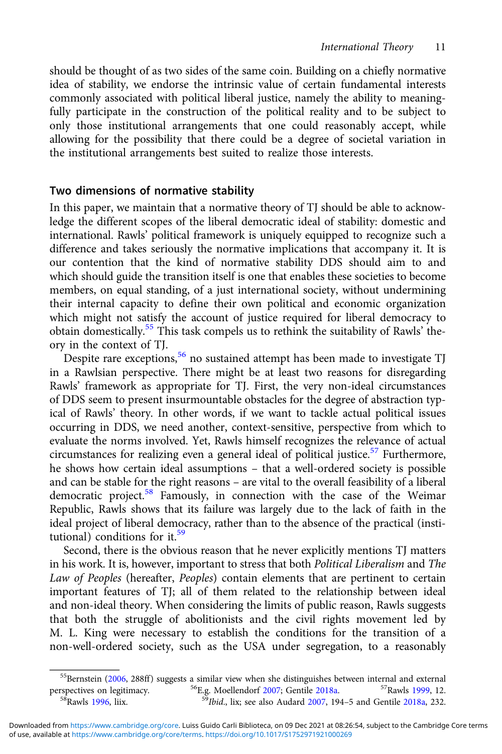should be thought of as two sides of the same coin. Building on a chiefly normative idea of stability, we endorse the intrinsic value of certain fundamental interests commonly associated with political liberal justice, namely the ability to meaningfully participate in the construction of the political reality and to be subject to only those institutional arrangements that one could reasonably accept, while allowing for the possibility that there could be a degree of societal variation in the institutional arrangements best suited to realize those interests.

## Two dimensions of normative stability

In this paper, we maintain that a normative theory of TJ should be able to acknowledge the different scopes of the liberal democratic ideal of stability: domestic and international. Rawls' political framework is uniquely equipped to recognize such a difference and takes seriously the normative implications that accompany it. It is our contention that the kind of normative stability DDS should aim to and which should guide the transition itself is one that enables these societies to become members, on equal standing, of a just international society, without undermining their internal capacity to define their own political and economic organization which might not satisfy the account of justice required for liberal democracy to obtain domestically.[55] This task compels us to rethink the suitability of Rawls' theory in the context of TJ.

Despite rare exceptions,[56] no sustained attempt has been made to investigate TJ in a Rawlsian perspective. There might be at least two reasons for disregarding Rawls' framework as appropriate for TJ. First, the very non-ideal circumstances of DDS seem to present insurmountable obstacles for the degree of abstraction typical of Rawls' theory. In other words, if we want to tackle actual political issues occurring in DDS, we need another, context-sensitive, perspective from which to evaluate the norms involved. Yet, Rawls himself recognizes the relevance of actual circumstances for realizing even a general ideal of political justice.[57] Furthermore, he shows how certain ideal assumptions – that a well-ordered society is possible and can be stable for the right reasons – are vital to the overall feasibility of a liberal democratic project.[58] Famously, in connection with the case of the Weimar Republic, Rawls shows that its failure was largely due to the lack of faith in the ideal project of liberal democracy, rather than to the absence of the practical (institutional) conditions for it.[59]

Second, there is the obvious reason that he never explicitly mentions TJ matters in his work. It is, however, important to stress that both *Political Liberalism* and *The Law of Peoples* (hereafter, *Peoples*) contain elements that are pertinent to certain important features of TJ; all of them related to the relationship between ideal and non-ideal theory. When considering the limits of public reason, Rawls suggests that both the struggle of abolitionists and the civil rights movement led by M. L. King were necessary to establish the conditions for the transition of a non-well-ordered society, such as the USA under segregation, to a reasonably

---

[55] Bernstein (2006, 288ff) suggests a similar view when she distinguishes between internal and external perspectives on legitimacy.

[56] E.g. Moellendorf 2007; Gentile 2018a.

[57] Rawls 1999, 12.

[58] Rawls 1996, liix.

[59] *Ibid*., lix; see also Audard 2007, 194–5 and Gentile 2018a, 232.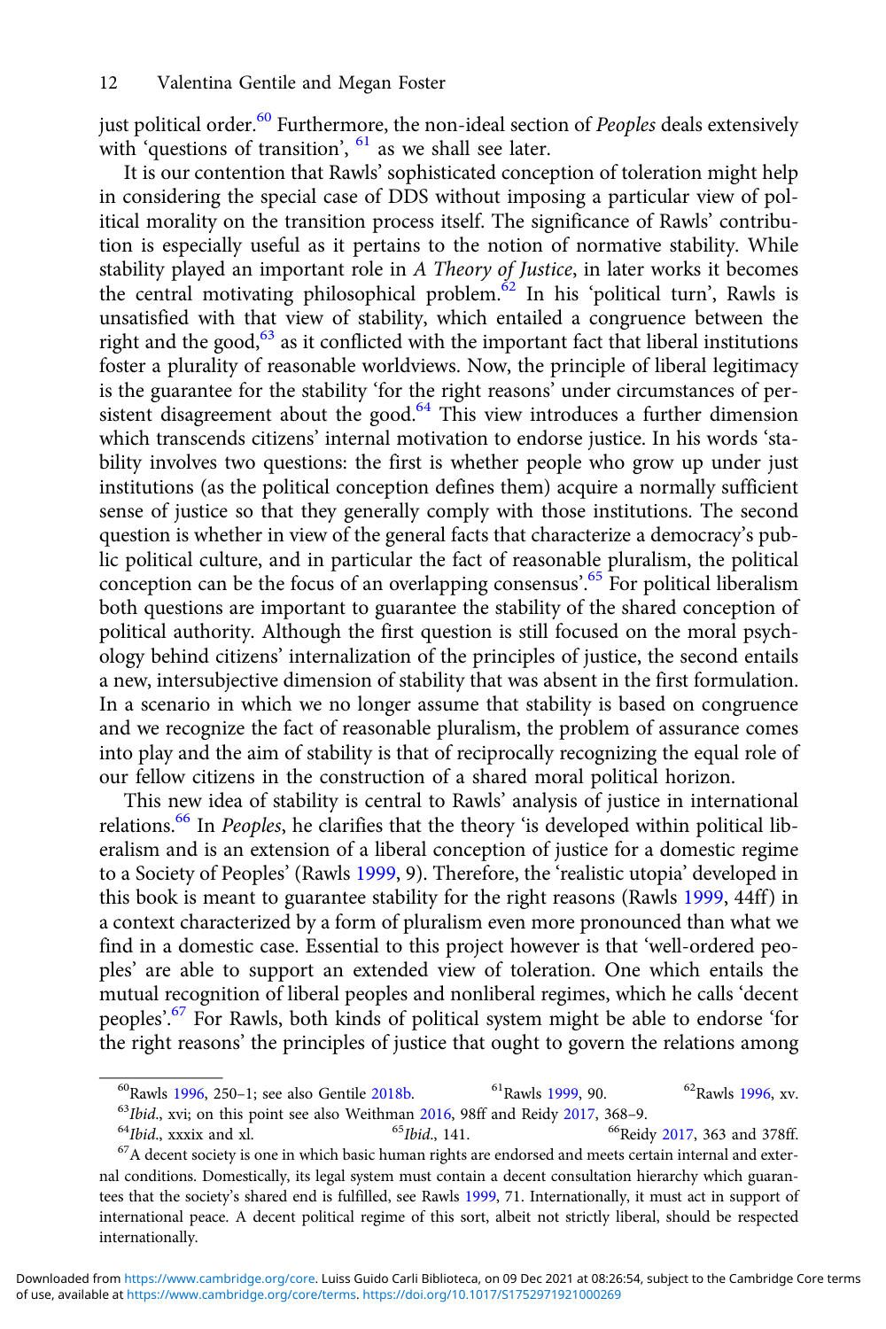just political order.[60] Furthermore, the non-ideal section of *Peoples* deals extensively with 'questions of transition', [61] as we shall see later.

It is our contention that Rawls' sophisticated conception of toleration might help in considering the special case of DDS without imposing a particular view of political morality on the transition process itself. The significance of Rawls' contribution is especially useful as it pertains to the notion of normative stability. While stability played an important role in *A Theory of Justice*, in later works it becomes the central motivating philosophical problem.[62] In his 'political turn', Rawls is unsatisfied with that view of stability, which entailed a congruence between the right and the good,[63] as it conflicted with the important fact that liberal institutions foster a plurality of reasonable worldviews. Now, the principle of liberal legitimacy is the guarantee for the stability 'for the right reasons' under circumstances of persistent disagreement about the good.[64] This view introduces a further dimension which transcends citizens' internal motivation to endorse justice. In his words 'stability involves two questions: the first is whether people who grow up under just institutions (as the political conception defines them) acquire a normally sufficient sense of justice so that they generally comply with those institutions. The second question is whether in view of the general facts that characterize a democracy's public political culture, and in particular the fact of reasonable pluralism, the political conception can be the focus of an overlapping consensus'.[65] For political liberalism both questions are important to guarantee the stability of the shared conception of political authority. Although the first question is still focused on the moral psychology behind citizens' internalization of the principles of justice, the second entails a new, intersubjective dimension of stability that was absent in the first formulation. In a scenario in which we no longer assume that stability is based on congruence and we recognize the fact of reasonable pluralism, the problem of assurance comes into play and the aim of stability is that of reciprocally recognizing the equal role of our fellow citizens in the construction of a shared moral political horizon.

This new idea of stability is central to Rawls' analysis of justice in international relations.[66] In *Peoples*, he clarifies that the theory 'is developed within political liberalism and is an extension of a liberal conception of justice for a domestic regime to a Society of Peoples' (Rawls 1999, 9). Therefore, the 'realistic utopia' developed in this book is meant to guarantee stability for the right reasons (Rawls 1999, 44ff) in a context characterized by a form of pluralism even more pronounced than what we find in a domestic case. Essential to this project however is that 'well-ordered peoples' are able to support an extended view of toleration. One which entails the mutual recognition of liberal peoples and nonliberal regimes, which he calls 'decent peoples'.[67] For Rawls, both kinds of political system might be able to endorse 'for the right reasons' the principles of justice that ought to govern the relations among

---

[60] Rawls 1996, 250–1; see also Gentile 2018b.

[61] Rawls 1999, 90.

[62] Rawls 1996, xv.

[63] *Ibid*., xvi; on this point see also Weithman 2016, 98ff and Reidy 2017, 368–9.

[64] *Ibid*., xxxix and xl.

[65] *Ibid*., 141.

[66] Reidy 2017, 363 and 378ff.

[67] A decent society is one in which basic human rights are endorsed and meets certain internal and external conditions. Domestically, its legal system must contain a decent consultation hierarchy which guarantees that the society's shared end is fulfilled, see Rawls 1999, 71. Internationally, it must act in support of international peace. A decent political regime of this sort, albeit not strictly liberal, should be respected internationally.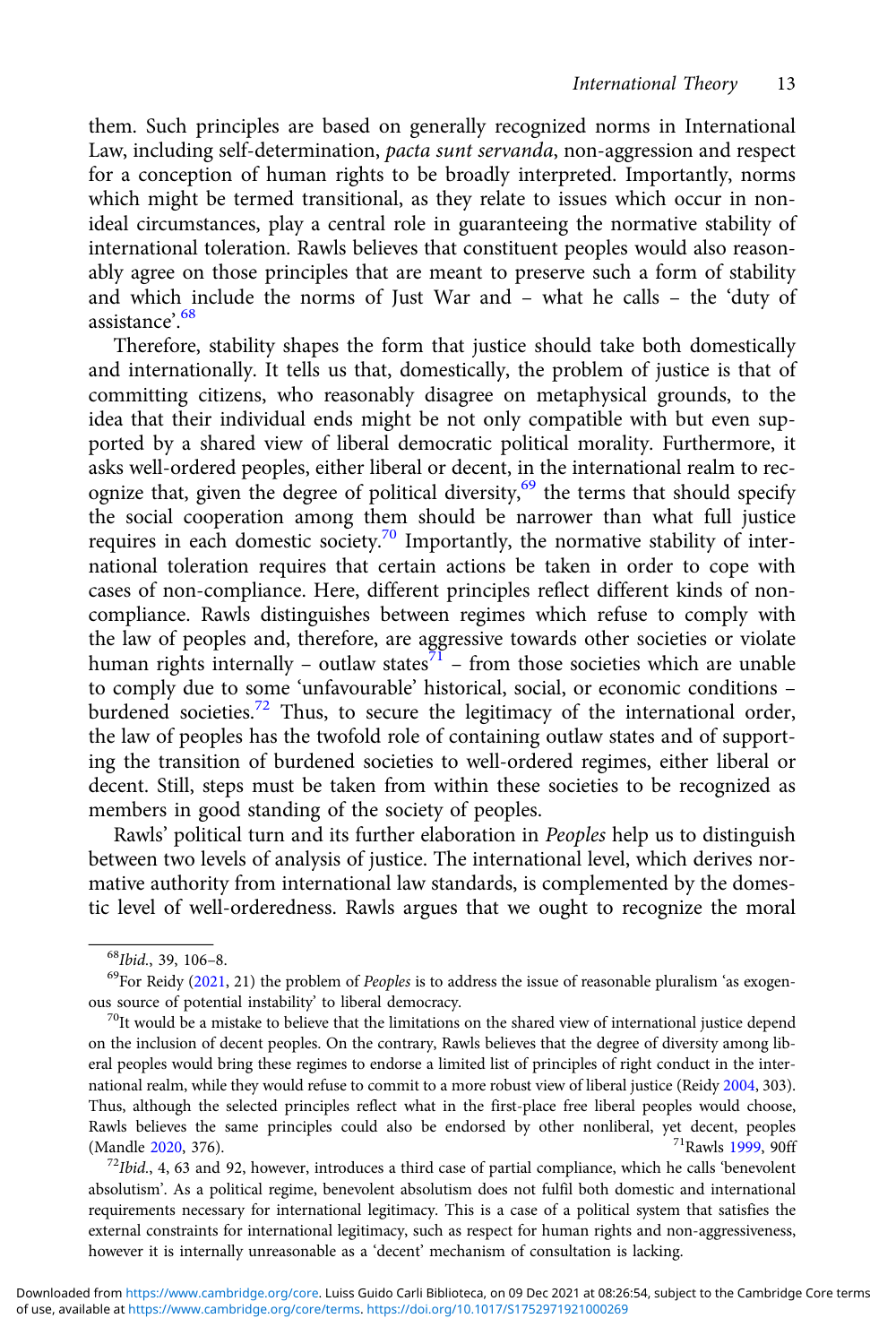them. Such principles are based on generally recognized norms in International Law, including self-determination, *pacta sunt servanda*, non-aggression and respect for a conception of human rights to be broadly interpreted. Importantly, norms which might be termed transitional, as they relate to issues which occur in non-ideal circumstances, play a central role in guaranteeing the normative stability of international toleration. Rawls believes that constituent peoples would also reasonably agree on those principles that are meant to preserve such a form of stability and which include the norms of Just War and – what he calls – the 'duty of assistance'.[68]

Therefore, stability shapes the form that justice should take both domestically and internationally. It tells us that, domestically, the problem of justice is that of committing citizens, who reasonably disagree on metaphysical grounds, to the idea that their individual ends might be not only compatible with but even supported by a shared view of liberal democratic political morality. Furthermore, it asks well-ordered peoples, either liberal or decent, in the international realm to recognize that, given the degree of political diversity,[69] the terms that should specify the social cooperation among them should be narrower than what full justice requires in each domestic society.[70] Importantly, the normative stability of international toleration requires that certain actions be taken in order to cope with cases of non-compliance. Here, different principles reflect different kinds of non-compliance. Rawls distinguishes between regimes which refuse to comply with the law of peoples and, therefore, are aggressive towards other societies or violate human rights internally – outlaw states[71] – from those societies which are unable to comply due to some 'unfavourable' historical, social, or economic conditions – burdened societies.[72] Thus, to secure the legitimacy of the international order, the law of peoples has the twofold role of containing outlaw states and of supporting the transition of burdened societies to well-ordered regimes, either liberal or decent. Still, steps must be taken from within these societies to be recognized as members in good standing of the society of peoples.

Rawls' political turn and its further elaboration in *Peoples* help us to distinguish between two levels of analysis of justice. The international level, which derives normative authority from international law standards, is complemented by the domestic level of well-orderedness. Rawls argues that we ought to recognize the moral

---

[68] *Ibid*., 39, 106–8.

[69] For Reidy (2021, 21) the problem of *Peoples* is to address the issue of reasonable pluralism 'as exogenous source of potential instability' to liberal democracy.

[70] It would be a mistake to believe that the limitations on the shared view of international justice depend on the inclusion of decent peoples. On the contrary, Rawls believes that the degree of diversity among liberal peoples would bring these regimes to endorse a limited list of principles of right conduct in the international realm, while they would refuse to commit to a more robust view of liberal justice (Reidy 2004, 303). Thus, although the selected principles reflect what in the first-place free liberal peoples would choose, Rawls believes the same principles could also be endorsed by other nonliberal, yet decent, peoples (Mandle 2020, 376).

[71] Rawls 1999, 90ff

[72] *Ibid*., 4, 63 and 92, however, introduces a third case of partial compliance, which he calls 'benevolent absolutism'. As a political regime, benevolent absolutism does not fulfil both domestic and international requirements necessary for international legitimacy. This is a case of a political system that satisfies the external constraints for international legitimacy, such as respect for human rights and non-aggressiveness, however it is internally unreasonable as a 'decent' mechanism of consultation is lacking.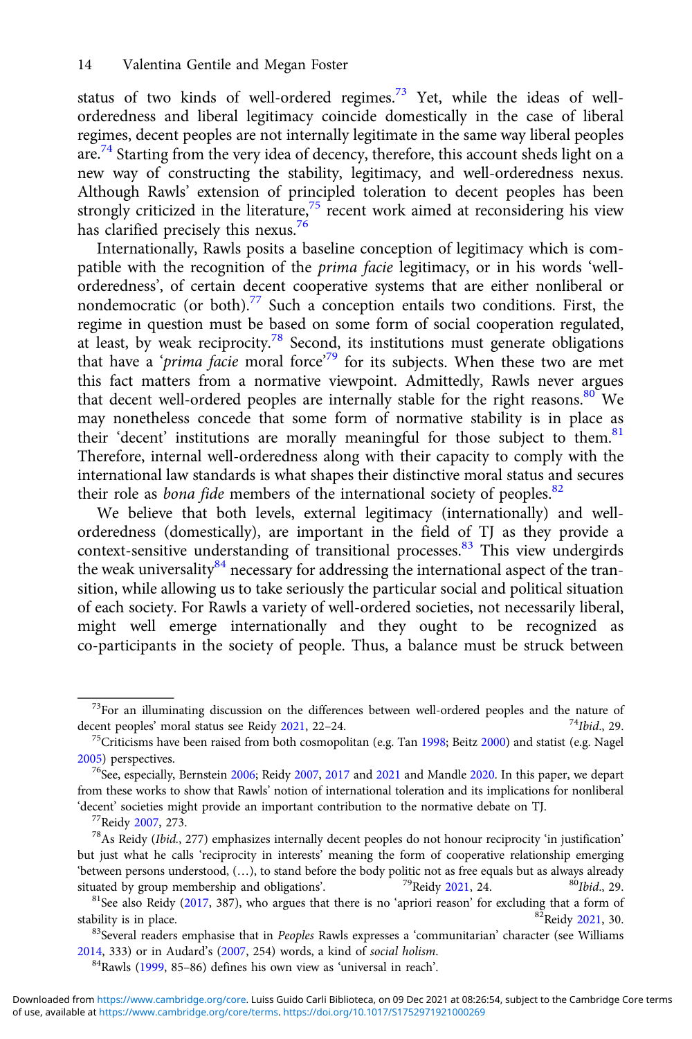status of two kinds of well-ordered regimes.[73] Yet, while the ideas of well-orderedness and liberal legitimacy coincide domestically in the case of liberal regimes, decent peoples are not internally legitimate in the same way liberal peoples are.[74] Starting from the very idea of decency, therefore, this account sheds light on a new way of constructing the stability, legitimacy, and well-orderedness nexus. Although Rawls' extension of principled toleration to decent peoples has been strongly criticized in the literature,[75] recent work aimed at reconsidering his view has clarified precisely this nexus.[76]

Internationally, Rawls posits a baseline conception of legitimacy which is compatible with the recognition of the *prima facie* legitimacy, or in his words 'well-orderedness', of certain decent cooperative systems that are either nonliberal or nondemocratic (or both).[77] Such a conception entails two conditions. First, the regime in question must be based on some form of social cooperation regulated, at least, by weak reciprocity.[78] Second, its institutions must generate obligations that have a '*prima facie* moral force'[79] for its subjects. When these two are met this fact matters from a normative viewpoint. Admittedly, Rawls never argues that decent well-ordered peoples are internally stable for the right reasons.[80] We may nonetheless concede that some form of normative stability is in place as their 'decent' institutions are morally meaningful for those subject to them.[81] Therefore, internal well-orderedness along with their capacity to comply with the international law standards is what shapes their distinctive moral status and secures their role as *bona fide* members of the international society of peoples.[82]

We believe that both levels, external legitimacy (internationally) and well-orderedness (domestically), are important in the field of TJ as they provide a context-sensitive understanding of transitional processes.[83] This view undergirds the weak universality[84] necessary for addressing the international aspect of the transition, while allowing us to take seriously the particular social and political situation of each society. For Rawls a variety of well-ordered societies, not necessarily liberal, might well emerge internationally and they ought to be recognized as co-participants in the society of people. Thus, a balance must be struck between

---

[73]For an illuminating discussion on the differences between well-ordered peoples and the nature of decent peoples' moral status see Reidy 2021, 22–24.

[74]*Ibid*., 29.

[75]Criticisms have been raised from both cosmopolitan (e.g. Tan 1998; Beitz 2000) and statist (e.g. Nagel 2005) perspectives.

[76]See, especially, Bernstein 2006; Reidy 2007, 2017 and 2021 and Mandle 2020. In this paper, we depart from these works to show that Rawls' notion of international toleration and its implications for nonliberal 'decent' societies might provide an important contribution to the normative debate on TJ.

[77]Reidy 2007, 273.

[78]As Reidy (*Ibid*., 277) emphasizes internally decent peoples do not honour reciprocity 'in justification' but just what he calls 'reciprocity in interests' meaning the form of cooperative relationship emerging 'between persons understood, (…), to stand before the body politic not as free equals but as always already situated by group membership and obligations'.

[79]Reidy 2021, 24.

[80]*Ibid*., 29.

[81]See also Reidy (2017, 387), who argues that there is no 'apriori reason' for excluding that a form of stability is in place.

[82]Reidy 2021, 30.

[83]Several readers emphasise that in *Peoples* Rawls expresses a 'communitarian' character (see Williams 2014, 333) or in Audard's (2007, 254) words, a kind of *social holism*.

[84]Rawls (1999, 85–86) defines his own view as 'universal in reach'.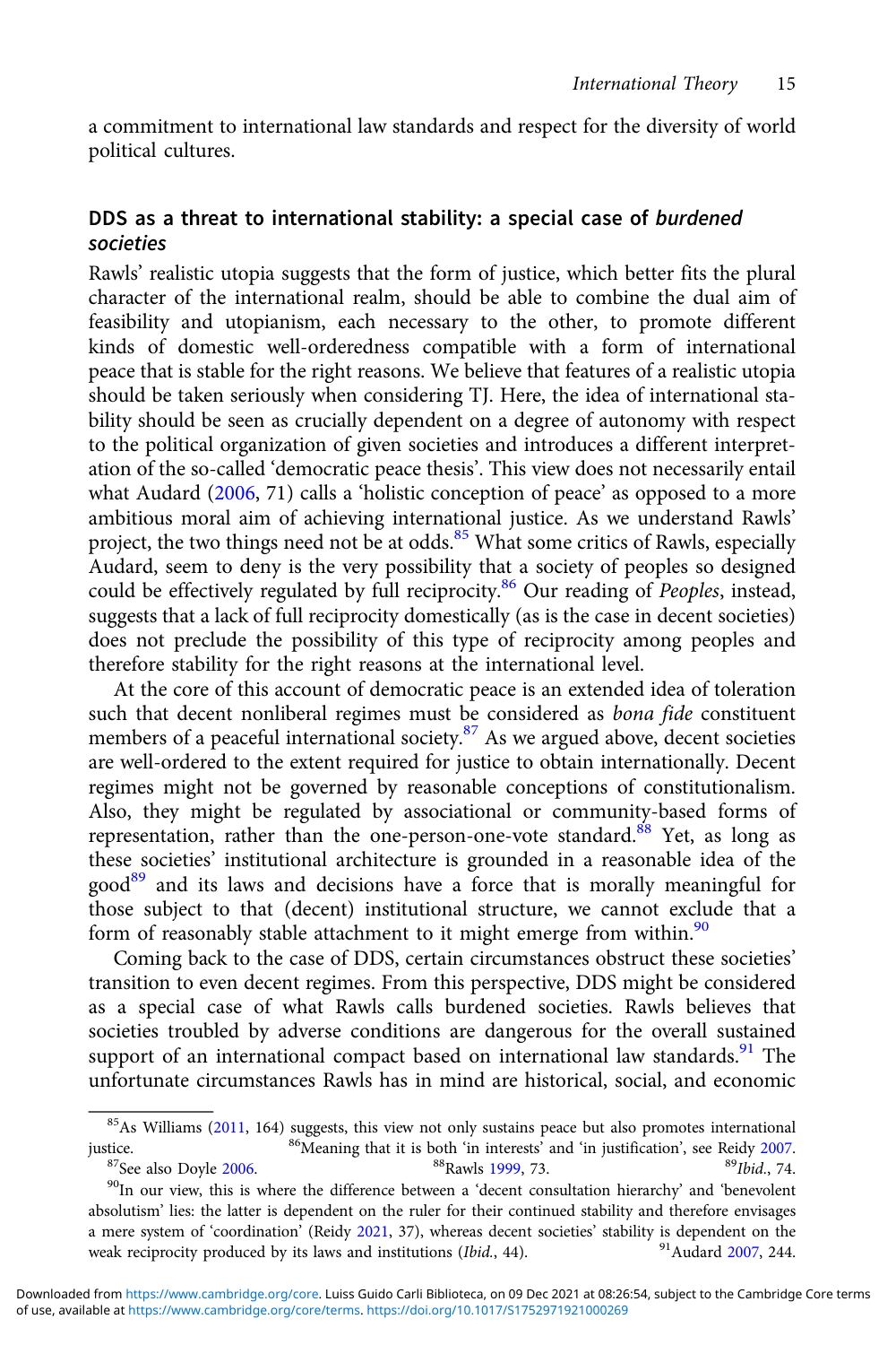a commitment to international law standards and respect for the diversity of world political cultures.

## DDS as a threat to international stability: a special case of *burdened societies*

Rawls' realistic utopia suggests that the form of justice, which better fits the plural character of the international realm, should be able to combine the dual aim of feasibility and utopianism, each necessary to the other, to promote different kinds of domestic well-orderedness compatible with a form of international peace that is stable for the right reasons. We believe that features of a realistic utopia should be taken seriously when considering TJ. Here, the idea of international stability should be seen as crucially dependent on a degree of autonomy with respect to the political organization of given societies and introduces a different interpretation of the so-called 'democratic peace thesis'. This view does not necessarily entail what Audard (2006, 71) calls a 'holistic conception of peace' as opposed to a more ambitious moral aim of achieving international justice. As we understand Rawls' project, the two things need not be at odds.[85] What some critics of Rawls, especially Audard, seem to deny is the very possibility that a society of peoples so designed could be effectively regulated by full reciprocity.[86] Our reading of *Peoples*, instead, suggests that a lack of full reciprocity domestically (as is the case in decent societies) does not preclude the possibility of this type of reciprocity among peoples and therefore stability for the right reasons at the international level.

At the core of this account of democratic peace is an extended idea of toleration such that decent nonliberal regimes must be considered as *bona fide* constituent members of a peaceful international society.[87] As we argued above, decent societies are well-ordered to the extent required for justice to obtain internationally. Decent regimes might not be governed by reasonable conceptions of constitutionalism. Also, they might be regulated by associational or community-based forms of representation, rather than the one-person-one-vote standard.[88] Yet, as long as these societies' institutional architecture is grounded in a reasonable idea of the good[89] and its laws and decisions have a force that is morally meaningful for those subject to that (decent) institutional structure, we cannot exclude that a form of reasonably stable attachment to it might emerge from within.[90]

Coming back to the case of DDS, certain circumstances obstruct these societies' transition to even decent regimes. From this perspective, DDS might be considered as a special case of what Rawls calls burdened societies. Rawls believes that societies troubled by adverse conditions are dangerous for the overall sustained support of an international compact based on international law standards.[91] The unfortunate circumstances Rawls has in mind are historical, social, and economic

---

[85] As Williams (2011, 164) suggests, this view not only sustains peace but also promotes international justice.

[86] Meaning that it is both 'in interests' and 'in justification', see Reidy 2007.

[87] See also Doyle 2006.

[88] Rawls 1999, 73.

[89] *Ibid.*, 74.

[90] In our view, this is where the difference between a 'decent consultation hierarchy' and 'benevolent absolutism' lies: the latter is dependent on the ruler for their continued stability and therefore envisages a mere system of 'coordination' (Reidy 2021, 37), whereas decent societies' stability is dependent on the weak reciprocity produced by its laws and institutions (*Ibid.*, 44).

[91] Audard 2007, 244.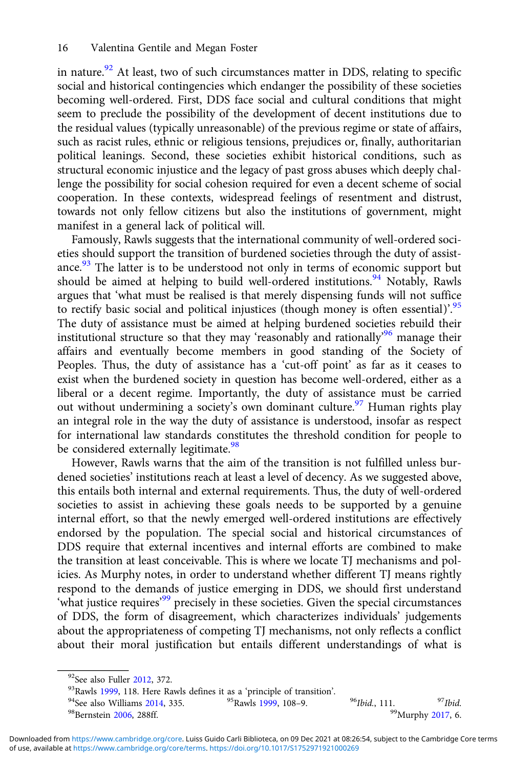in nature.[92] At least, two of such circumstances matter in DDS, relating to specific social and historical contingencies which endanger the possibility of these societies becoming well-ordered. First, DDS face social and cultural conditions that might seem to preclude the possibility of the development of decent institutions due to the residual values (typically unreasonable) of the previous regime or state of affairs, such as racist rules, ethnic or religious tensions, prejudices or, finally, authoritarian political leanings. Second, these societies exhibit historical conditions, such as structural economic injustice and the legacy of past gross abuses which deeply challenge the possibility for social cohesion required for even a decent scheme of social cooperation. In these contexts, widespread feelings of resentment and distrust, towards not only fellow citizens but also the institutions of government, might manifest in a general lack of political will.

Famously, Rawls suggests that the international community of well-ordered societies should support the transition of burdened societies through the duty of assistance.[93] The latter is to be understood not only in terms of economic support but should be aimed at helping to build well-ordered institutions.[94] Notably, Rawls argues that 'what must be realised is that merely dispensing funds will not suffice to rectify basic social and political injustices (though money is often essential)'.[95] The duty of assistance must be aimed at helping burdened societies rebuild their institutional structure so that they may 'reasonably and rationally'[96] manage their affairs and eventually become members in good standing of the Society of Peoples. Thus, the duty of assistance has a 'cut-off point' as far as it ceases to exist when the burdened society in question has become well-ordered, either as a liberal or a decent regime. Importantly, the duty of assistance must be carried out without undermining a society's own dominant culture.[97] Human rights play an integral role in the way the duty of assistance is understood, insofar as respect for international law standards constitutes the threshold condition for people to be considered externally legitimate.[98]

However, Rawls warns that the aim of the transition is not fulfilled unless burdened societies' institutions reach at least a level of decency. As we suggested above, this entails both internal and external requirements. Thus, the duty of well-ordered societies to assist in achieving these goals needs to be supported by a genuine internal effort, so that the newly emerged well-ordered institutions are effectively endorsed by the population. The special social and historical circumstances of DDS require that external incentives and internal efforts are combined to make the transition at least conceivable. This is where we locate TJ mechanisms and policies. As Murphy notes, in order to understand whether different TJ means rightly respond to the demands of justice emerging in DDS, we should first understand 'what justice requires'[99] precisely in these societies. Given the special circumstances of DDS, the form of disagreement, which characterizes individuals' judgements about the appropriateness of competing TJ mechanisms, not only reflects a conflict about their moral justification but entails different understandings of what is

---

[92] See also Fuller 2012, 372.

[93] Rawls 1999, 118. Here Rawls defines it as a 'principle of transition'.

[94] See also Williams 2014, 335.

[95] Rawls 1999, 108–9.

[96] *Ibid.*, 111.

[97] *Ibid.*

[98] Bernstein 2006, 288ff.

[99] Murphy 2017, 6.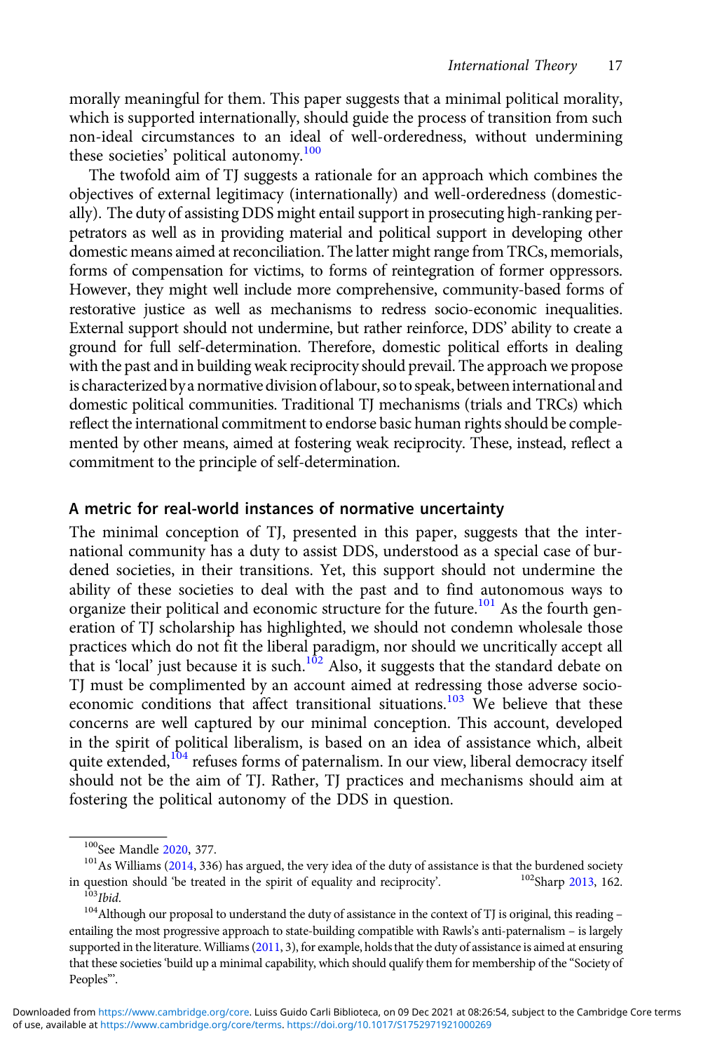morally meaningful for them. This paper suggests that a minimal political morality, which is supported internationally, should guide the process of transition from such non-ideal circumstances to an ideal of well-orderedness, without undermining these societies' political autonomy.[100]

The twofold aim of TJ suggests a rationale for an approach which combines the objectives of external legitimacy (internationally) and well-orderedness (domestically). The duty of assisting DDS might entail support in prosecuting high-ranking perpetrators as well as in providing material and political support in developing other domestic means aimed at reconciliation. The latter might range from TRCs, memorials, forms of compensation for victims, to forms of reintegration of former oppressors. However, they might well include more comprehensive, community-based forms of restorative justice as well as mechanisms to redress socio-economic inequalities. External support should not undermine, but rather reinforce, DDS' ability to create a ground for full self-determination. Therefore, domestic political efforts in dealing with the past and in building weak reciprocity should prevail. The approach we propose is characterized by a normative division of labour, so to speak, between international and domestic political communities. Traditional TJ mechanisms (trials and TRCs) which reflect the international commitment to endorse basic human rights should be complemented by other means, aimed at fostering weak reciprocity. These, instead, reflect a commitment to the principle of self-determination.

## A metric for real-world instances of normative uncertainty

The minimal conception of TJ, presented in this paper, suggests that the international community has a duty to assist DDS, understood as a special case of burdened societies, in their transitions. Yet, this support should not undermine the ability of these societies to deal with the past and to find autonomous ways to organize their political and economic structure for the future.[101] As the fourth generation of TJ scholarship has highlighted, we should not condemn wholesale those practices which do not fit the liberal paradigm, nor should we uncritically accept all that is 'local' just because it is such.[102] Also, it suggests that the standard debate on TJ must be complimented by an account aimed at redressing those adverse socio-economic conditions that affect transitional situations.[103] We believe that these concerns are well captured by our minimal conception. This account, developed in the spirit of political liberalism, is based on an idea of assistance which, albeit quite extended,[104] refuses forms of paternalism. In our view, liberal democracy itself should not be the aim of TJ. Rather, TJ practices and mechanisms should aim at fostering the political autonomy of the DDS in question.

[100]See Mandle 2020, 377.

[101]As Williams (2014, 336) has argued, the very idea of the duty of assistance is that the burdened society in question should 'be treated in the spirit of equality and reciprocity'.

[102]Sharp 2013, 162.

[103]*Ibid*.

[104]Although our proposal to understand the duty of assistance in the context of TJ is original, this reading – entailing the most progressive approach to state-building compatible with Rawls's anti-paternalism – is largely supported in the literature. Williams (2011, 3), for example, holds that the duty of assistance is aimed at ensuring that these societies 'build up a minimal capability, which should qualify them for membership of the "Society of Peoples"'.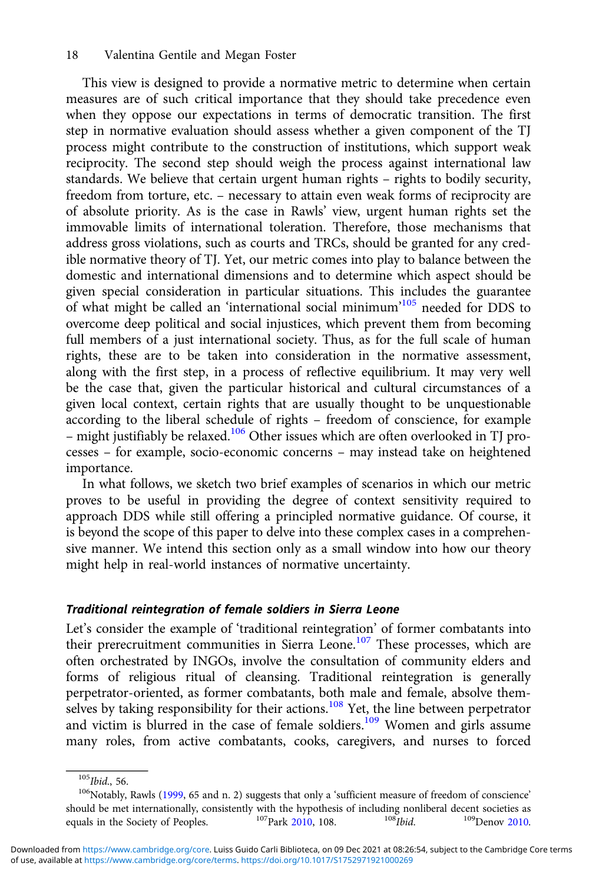This view is designed to provide a normative metric to determine when certain measures are of such critical importance that they should take precedence even when they oppose our expectations in terms of democratic transition. The first step in normative evaluation should assess whether a given component of the TJ process might contribute to the construction of institutions, which support weak reciprocity. The second step should weigh the process against international law standards. We believe that certain urgent human rights – rights to bodily security, freedom from torture, etc. – necessary to attain even weak forms of reciprocity are of absolute priority. As is the case in Rawls' view, urgent human rights set the immovable limits of international toleration. Therefore, those mechanisms that address gross violations, such as courts and TRCs, should be granted for any credible normative theory of TJ. Yet, our metric comes into play to balance between the domestic and international dimensions and to determine which aspect should be given special consideration in particular situations. This includes the guarantee of what might be called an 'international social minimum'[105] needed for DDS to overcome deep political and social injustices, which prevent them from becoming full members of a just international society. Thus, as for the full scale of human rights, these are to be taken into consideration in the normative assessment, along with the first step, in a process of reflective equilibrium. It may very well be the case that, given the particular historical and cultural circumstances of a given local context, certain rights that are usually thought to be unquestionable according to the liberal schedule of rights – freedom of conscience, for example – might justifiably be relaxed.[106] Other issues which are often overlooked in TJ processes – for example, socio-economic concerns – may instead take on heightened importance.

In what follows, we sketch two brief examples of scenarios in which our metric proves to be useful in providing the degree of context sensitivity required to approach DDS while still offering a principled normative guidance. Of course, it is beyond the scope of this paper to delve into these complex cases in a comprehensive manner. We intend this section only as a small window into how our theory might help in real-world instances of normative uncertainty.

### *Traditional reintegration of female soldiers in Sierra Leone*

Let's consider the example of 'traditional reintegration' of former combatants into their prerecruitment communities in Sierra Leone.[107] These processes, which are often orchestrated by INGOs, involve the consultation of community elders and forms of religious ritual of cleansing. Traditional reintegration is generally perpetrator-oriented, as former combatants, both male and female, absolve themselves by taking responsibility for their actions.[108] Yet, the line between perpetrator and victim is blurred in the case of female soldiers.[109] Women and girls assume many roles, from active combatants, cooks, caregivers, and nurses to forced

---

[105] *Ibid.*, 56.

[106] Notably, Rawls (1999, 65 and n. 2) suggests that only a 'sufficient measure of freedom of conscience' should be met internationally, consistently with the hypothesis of including nonliberal decent societies as equals in the Society of Peoples.

[107] Park 2010, 108.

[108] *Ibid.*

[109] Denov 2010.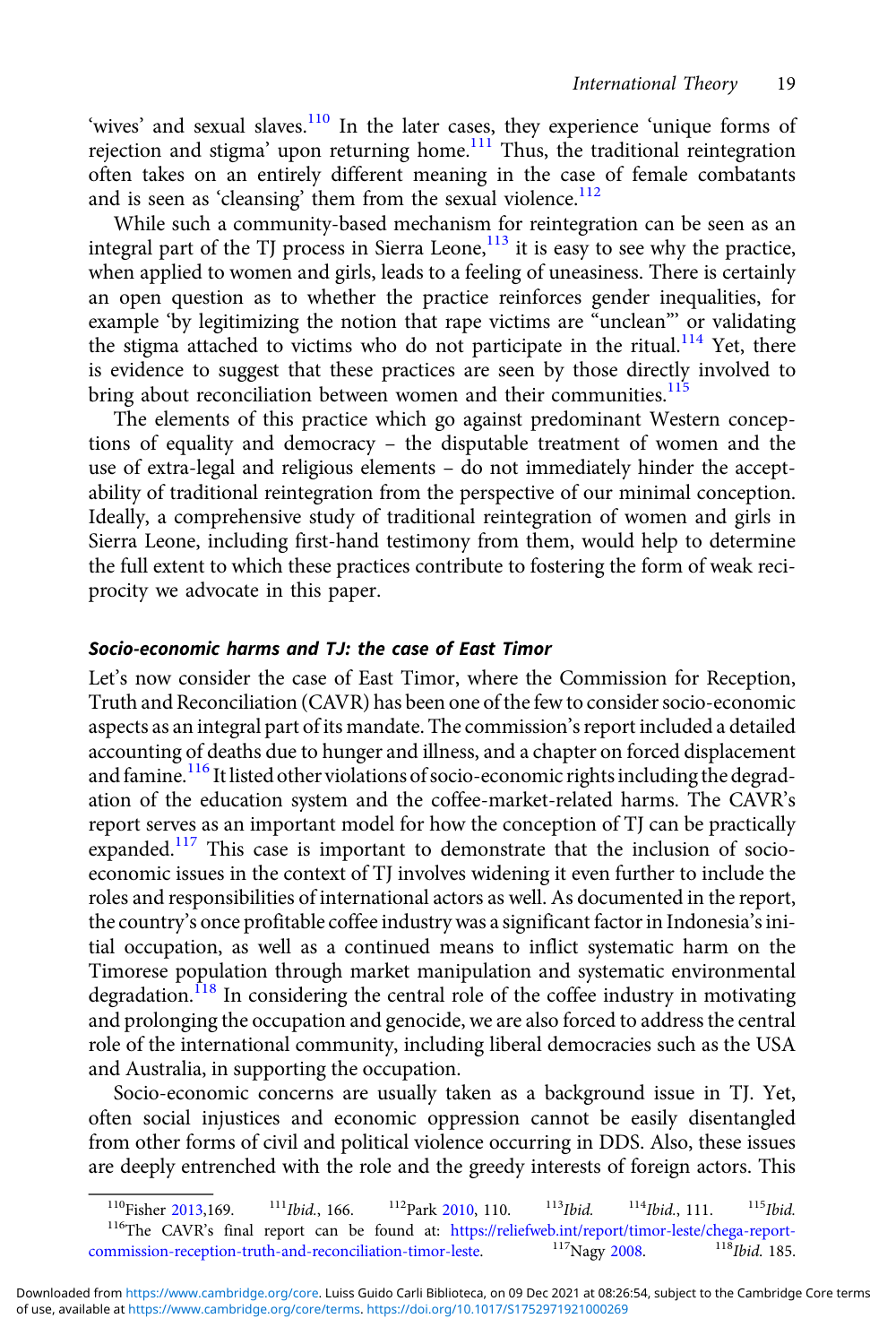'wives' and sexual slaves.[110] In the later cases, they experience 'unique forms of rejection and stigma' upon returning home.[111] Thus, the traditional reintegration often takes on an entirely different meaning in the case of female combatants and is seen as 'cleansing' them from the sexual violence.[112]

While such a community-based mechanism for reintegration can be seen as an integral part of the TJ process in Sierra Leone,[113] it is easy to see why the practice, when applied to women and girls, leads to a feeling of uneasiness. There is certainly an open question as to whether the practice reinforces gender inequalities, for example 'by legitimizing the notion that rape victims are "unclean"' or validating the stigma attached to victims who do not participate in the ritual.[114] Yet, there is evidence to suggest that these practices are seen by those directly involved to bring about reconciliation between women and their communities.[115]

The elements of this practice which go against predominant Western conceptions of equality and democracy – the disputable treatment of women and the use of extra-legal and religious elements – do not immediately hinder the acceptability of traditional reintegration from the perspective of our minimal conception. Ideally, a comprehensive study of traditional reintegration of women and girls in Sierra Leone, including first-hand testimony from them, would help to determine the full extent to which these practices contribute to fostering the form of weak reciprocity we advocate in this paper.

### *Socio-economic harms and TJ: the case of East Timor*

Let's now consider the case of East Timor, where the Commission for Reception, Truth and Reconciliation (CAVR) has been one of the few to consider socio-economic aspects as an integral part of its mandate. The commission's report included a detailed accounting of deaths due to hunger and illness, and a chapter on forced displacement and famine.[116] It listed other violations of socio-economic rights including the degradation of the education system and the coffee-market-related harms. The CAVR's report serves as an important model for how the conception of TJ can be practically expanded.[117] This case is important to demonstrate that the inclusion of socio-economic issues in the context of TJ involves widening it even further to include the roles and responsibilities of international actors as well. As documented in the report, the country's once profitable coffee industry was a significant factor in Indonesia's initial occupation, as well as a continued means to inflict systematic harm on the Timorese population through market manipulation and systematic environmental degradation.[118] In considering the central role of the coffee industry in motivating and prolonging the occupation and genocide, we are also forced to address the central role of the international community, including liberal democracies such as the USA and Australia, in supporting the occupation.

Socio-economic concerns are usually taken as a background issue in TJ. Yet, often social injustices and economic oppression cannot be easily disentangled from other forms of civil and political violence occurring in DDS. Also, these issues are deeply entrenched with the role and the greedy interests of foreign actors. This

---

[110] Fisher 2013,169. [111] *Ibid.*, 166. [112] Park 2010, 110. [113] *Ibid.* [114] *Ibid.*, 111. [115] *Ibid.*

[116] The CAVR's final report can be found at: https://reliefweb.int/report/timor-leste/chega-report-commission-reception-truth-and-reconciliation-timor-leste. [117] Nagy 2008. [118] *Ibid.* 185.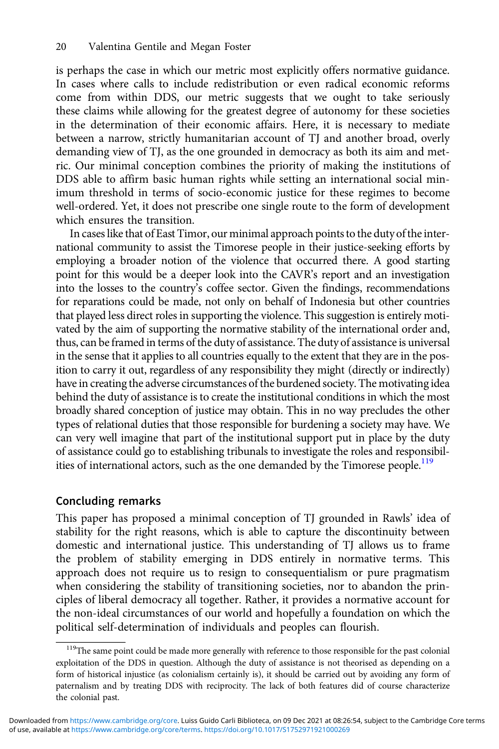is perhaps the case in which our metric most explicitly offers normative guidance. In cases where calls to include redistribution or even radical economic reforms come from within DDS, our metric suggests that we ought to take seriously these claims while allowing for the greatest degree of autonomy for these societies in the determination of their economic affairs. Here, it is necessary to mediate between a narrow, strictly humanitarian account of TJ and another broad, overly demanding view of TJ, as the one grounded in democracy as both its aim and metric. Our minimal conception combines the priority of making the institutions of DDS able to affirm basic human rights while setting an international social minimum threshold in terms of socio-economic justice for these regimes to become well-ordered. Yet, it does not prescribe one single route to the form of development which ensures the transition.

In cases like that of East Timor, our minimal approach points to the duty of the international community to assist the Timorese people in their justice-seeking efforts by employing a broader notion of the violence that occurred there. A good starting point for this would be a deeper look into the CAVR's report and an investigation into the losses to the country's coffee sector. Given the findings, recommendations for reparations could be made, not only on behalf of Indonesia but other countries that played less direct roles in supporting the violence. This suggestion is entirely motivated by the aim of supporting the normative stability of the international order and, thus, can be framed in terms of the duty of assistance. The duty of assistance is universal in the sense that it applies to all countries equally to the extent that they are in the position to carry it out, regardless of any responsibility they might (directly or indirectly) have in creating the adverse circumstances of the burdened society. The motivating idea behind the duty of assistance is to create the institutional conditions in which the most broadly shared conception of justice may obtain. This in no way precludes the other types of relational duties that those responsible for burdening a society may have. We can very well imagine that part of the institutional support put in place by the duty of assistance could go to establishing tribunals to investigate the roles and responsibilities of international actors, such as the one demanded by the Timorese people.[119]

## Concluding remarks

This paper has proposed a minimal conception of TJ grounded in Rawls' idea of stability for the right reasons, which is able to capture the discontinuity between domestic and international justice. This understanding of TJ allows us to frame the problem of stability emerging in DDS entirely in normative terms. This approach does not require us to resign to consequentialism or pure pragmatism when considering the stability of transitioning societies, nor to abandon the principles of liberal democracy all together. Rather, it provides a normative account for the non-ideal circumstances of our world and hopefully a foundation on which the political self-determination of individuals and peoples can flourish.

[119] The same point could be made more generally with reference to those responsible for the past colonial exploitation of the DDS in question. Although the duty of assistance is not theorised as depending on a form of historical injustice (as colonialism certainly is), it should be carried out by avoiding any form of paternalism and by treating DDS with reciprocity. The lack of both features did of course characterize the colonial past.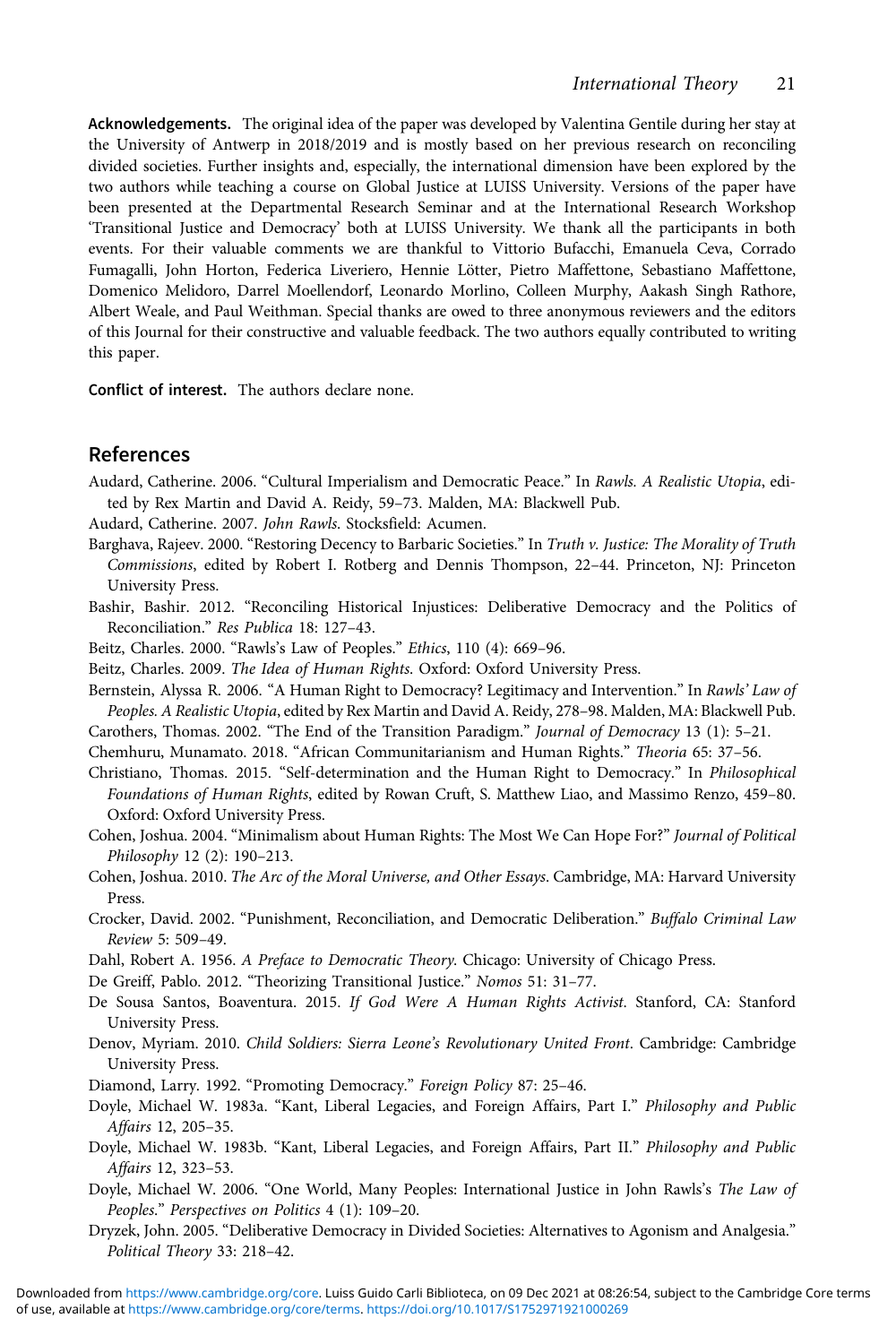**Acknowledgements.** The original idea of the paper was developed by Valentina Gentile during her stay at the University of Antwerp in 2018/2019 and is mostly based on her previous research on reconciling divided societies. Further insights and, especially, the international dimension have been explored by the two authors while teaching a course on Global Justice at LUISS University. Versions of the paper have been presented at the Departmental Research Seminar and at the International Research Workshop 'Transitional Justice and Democracy' both at LUISS University. We thank all the participants in both events. For their valuable comments we are thankful to Vittorio Bufacchi, Emanuela Ceva, Corrado Fumagalli, John Horton, Federica Liveriero, Hennie Lötter, Pietro Maffettone, Sebastiano Maffettone, Domenico Melidoro, Darrel Moellendorf, Leonardo Morlino, Colleen Murphy, Aakash Singh Rathore, Albert Weale, and Paul Weithman. Special thanks are owed to three anonymous reviewers and the editors of this Journal for their constructive and valuable feedback. The two authors equally contributed to writing this paper.

**Conflict of interest.** The authors declare none.

## References

Audard, Catherine. 2006. "Cultural Imperialism and Democratic Peace." In *Rawls. A Realistic Utopia*, edited by Rex Martin and David A. Reidy, 59–73. Malden, MA: Blackwell Pub.

Audard, Catherine. 2007. *John Rawls*. Stocksfield: Acumen.

Barghava, Rajeev. 2000. "Restoring Decency to Barbaric Societies." In *Truth v. Justice: The Morality of Truth Commissions*, edited by Robert I. Rotberg and Dennis Thompson, 22–44. Princeton, NJ: Princeton University Press.

Bashir, Bashir. 2012. "Reconciling Historical Injustices: Deliberative Democracy and the Politics of Reconciliation." *Res Publica* 18: 127–43.

Beitz, Charles. 2000. "Rawls's Law of Peoples." *Ethics*, 110 (4): 669–96.

Beitz, Charles. 2009. *The Idea of Human Rights*. Oxford: Oxford University Press.

Bernstein, Alyssa R. 2006. "A Human Right to Democracy? Legitimacy and Intervention." In *Rawls' Law of Peoples. A Realistic Utopia*, edited by Rex Martin and David A. Reidy, 278–98. Malden, MA: Blackwell Pub.

Carothers, Thomas. 2002. "The End of the Transition Paradigm." *Journal of Democracy* 13 (1): 5–21.

Chemhuru, Munamato. 2018. "African Communitarianism and Human Rights." *Theoria* 65: 37–56.

Christiano, Thomas. 2015. "Self-determination and the Human Right to Democracy." In *Philosophical Foundations of Human Rights*, edited by Rowan Cruft, S. Matthew Liao, and Massimo Renzo, 459–80. Oxford: Oxford University Press.

Cohen, Joshua. 2004. "Minimalism about Human Rights: The Most We Can Hope For?" *Journal of Political Philosophy* 12 (2): 190–213.

Cohen, Joshua. 2010. *The Arc of the Moral Universe, and Other Essays*. Cambridge, MA: Harvard University Press.

Crocker, David. 2002. "Punishment, Reconciliation, and Democratic Deliberation." *Buffalo Criminal Law Review* 5: 509–49.

Dahl, Robert A. 1956. *A Preface to Democratic Theory*. Chicago: University of Chicago Press.

De Greiff, Pablo. 2012. "Theorizing Transitional Justice." *Nomos* 51: 31–77.

De Sousa Santos, Boaventura. 2015. *If God Were A Human Rights Activist*. Stanford, CA: Stanford University Press.

Denov, Myriam. 2010. *Child Soldiers: Sierra Leone's Revolutionary United Front*. Cambridge: Cambridge University Press.

Diamond, Larry. 1992. "Promoting Democracy." *Foreign Policy* 87: 25–46.

Doyle, Michael W. 1983a. "Kant, Liberal Legacies, and Foreign Affairs, Part I." *Philosophy and Public Affairs* 12, 205–35.

Doyle, Michael W. 1983b. "Kant, Liberal Legacies, and Foreign Affairs, Part II." *Philosophy and Public Affairs* 12, 323–53.

Doyle, Michael W. 2006. "One World, Many Peoples: International Justice in John Rawls's *The Law of Peoples*." *Perspectives on Politics* 4 (1): 109–20.

Dryzek, John. 2005. "Deliberative Democracy in Divided Societies: Alternatives to Agonism and Analgesia." *Political Theory* 33: 218–42.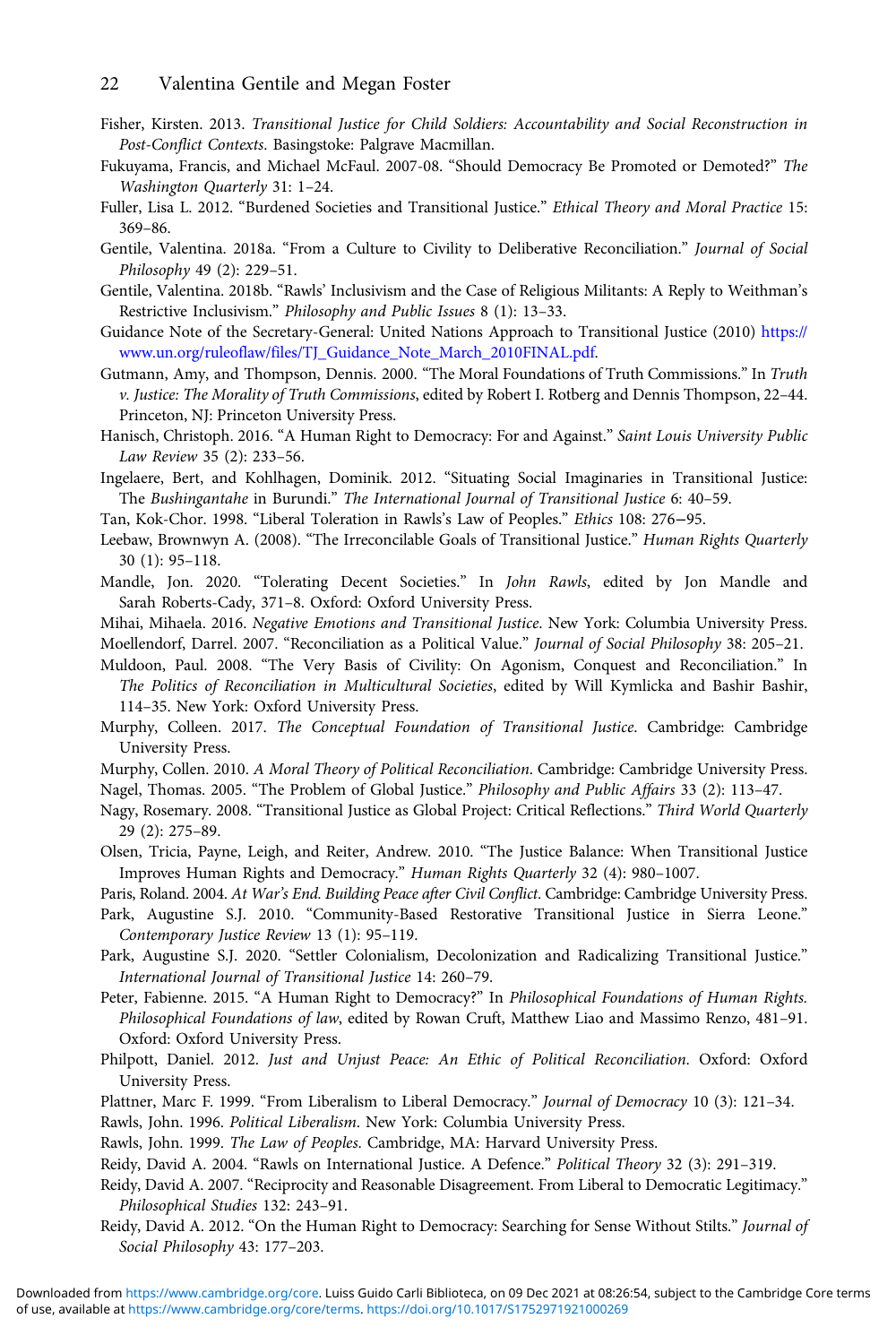Fisher, Kirsten. 2013. *Transitional Justice for Child Soldiers: Accountability and Social Reconstruction in Post-Conflict Contexts*. Basingstoke: Palgrave Macmillan.

Fukuyama, Francis, and Michael McFaul. 2007-08. "Should Democracy Be Promoted or Demoted?" *The Washington Quarterly* 31: 1–24.

Fuller, Lisa L. 2012. "Burdened Societies and Transitional Justice." *Ethical Theory and Moral Practice* 15: 369–86.

Gentile, Valentina. 2018a. "From a Culture to Civility to Deliberative Reconciliation." *Journal of Social Philosophy* 49 (2): 229–51.

Gentile, Valentina. 2018b. "Rawls' Inclusivism and the Case of Religious Militants: A Reply to Weithman's Restrictive Inclusivism." *Philosophy and Public Issues* 8 (1): 13–33.

Guidance Note of the Secretary-General: United Nations Approach to Transitional Justice (2010) https://www.un.org/ruleoflaw/files/TJ_Guidance_Note_March_2010FINAL.pdf.

Gutmann, Amy, and Thompson, Dennis. 2000. "The Moral Foundations of Truth Commissions." In *Truth v. Justice: The Morality of Truth Commissions*, edited by Robert I. Rotberg and Dennis Thompson, 22–44. Princeton, NJ: Princeton University Press.

Hanisch, Christoph. 2016. "A Human Right to Democracy: For and Against." *Saint Louis University Public Law Review* 35 (2): 233–56.

Ingelaere, Bert, and Kohlhagen, Dominik. 2012. "Situating Social Imaginaries in Transitional Justice: The *Bushingantahe* in Burundi." *The International Journal of Transitional Justice* 6: 40–59.

Tan, Kok-Chor. 1998. "Liberal Toleration in Rawls's Law of Peoples." *Ethics* 108: 276−95.

Leebaw, Brownwyn A. (2008). "The Irreconcilable Goals of Transitional Justice." *Human Rights Quarterly* 30 (1): 95–118.

Mandle, Jon. 2020. "Tolerating Decent Societies." In *John Rawls*, edited by Jon Mandle and Sarah Roberts-Cady, 371–8. Oxford: Oxford University Press.

Mihai, Mihaela. 2016. *Negative Emotions and Transitional Justice*. New York: Columbia University Press.

Moellendorf, Darrel. 2007. "Reconciliation as a Political Value." *Journal of Social Philosophy* 38: 205–21.

Muldoon, Paul. 2008. "The Very Basis of Civility: On Agonism, Conquest and Reconciliation." In *The Politics of Reconciliation in Multicultural Societies*, edited by Will Kymlicka and Bashir Bashir, 114–35. New York: Oxford University Press.

Murphy, Colleen. 2017. *The Conceptual Foundation of Transitional Justice*. Cambridge: Cambridge University Press.

Murphy, Collen. 2010. *A Moral Theory of Political Reconciliation*. Cambridge: Cambridge University Press.

Nagel, Thomas. 2005. "The Problem of Global Justice." *Philosophy and Public Affairs* 33 (2): 113–47.

Nagy, Rosemary. 2008. "Transitional Justice as Global Project: Critical Reflections." *Third World Quarterly* 29 (2): 275–89.

Olsen, Tricia, Payne, Leigh, and Reiter, Andrew. 2010. "The Justice Balance: When Transitional Justice Improves Human Rights and Democracy." *Human Rights Quarterly* 32 (4): 980–1007.

Paris, Roland. 2004. *At War's End. Building Peace after Civil Conflict*. Cambridge: Cambridge University Press.

Park, Augustine S.J. 2010. "Community-Based Restorative Transitional Justice in Sierra Leone." *Contemporary Justice Review* 13 (1): 95–119.

Park, Augustine S.J. 2020. "Settler Colonialism, Decolonization and Radicalizing Transitional Justice." *International Journal of Transitional Justice* 14: 260–79.

Peter, Fabienne. 2015. "A Human Right to Democracy?" In *Philosophical Foundations of Human Rights. Philosophical Foundations of law*, edited by Rowan Cruft, Matthew Liao and Massimo Renzo, 481–91. Oxford: Oxford University Press.

Philpott, Daniel. 2012. *Just and Unjust Peace: An Ethic of Political Reconciliation*. Oxford: Oxford University Press.

Plattner, Marc F. 1999. "From Liberalism to Liberal Democracy." *Journal of Democracy* 10 (3): 121–34.

Rawls, John. 1996. *Political Liberalism*. New York: Columbia University Press.

Rawls, John. 1999. *The Law of Peoples*. Cambridge, MA: Harvard University Press.

Reidy, David A. 2004. "Rawls on International Justice. A Defence." *Political Theory* 32 (3): 291–319.

Reidy, David A. 2007. "Reciprocity and Reasonable Disagreement. From Liberal to Democratic Legitimacy." *Philosophical Studies* 132: 243–91.

Reidy, David A. 2012. "On the Human Right to Democracy: Searching for Sense Without Stilts." *Journal of Social Philosophy* 43: 177–203.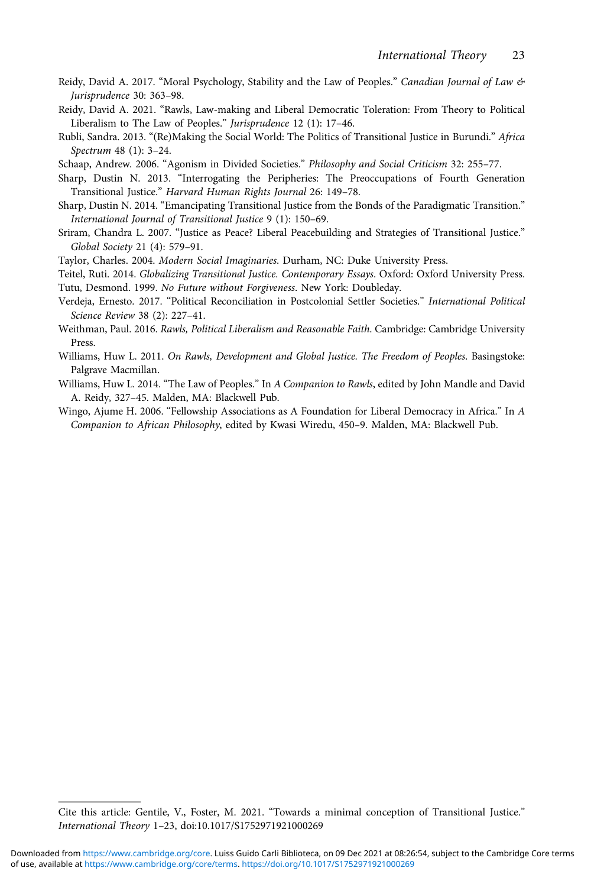Reidy, David A. 2017. "Moral Psychology, Stability and the Law of Peoples." *Canadian Journal of Law & Jurisprudence* 30: 363–98.

Reidy, David A. 2021. "Rawls, Law-making and Liberal Democratic Toleration: From Theory to Political Liberalism to The Law of Peoples." *Jurisprudence* 12 (1): 17–46.

Rubli, Sandra. 2013. "(Re)Making the Social World: The Politics of Transitional Justice in Burundi." *Africa Spectrum* 48 (1): 3–24.

Schaap, Andrew. 2006. "Agonism in Divided Societies." *Philosophy and Social Criticism* 32: 255–77.

Sharp, Dustin N. 2013. "Interrogating the Peripheries: The Preoccupations of Fourth Generation Transitional Justice." *Harvard Human Rights Journal* 26: 149–78.

Sharp, Dustin N. 2014. "Emancipating Transitional Justice from the Bonds of the Paradigmatic Transition." *International Journal of Transitional Justice* 9 (1): 150–69.

Sriram, Chandra L. 2007. "Justice as Peace? Liberal Peacebuilding and Strategies of Transitional Justice." *Global Society* 21 (4): 579–91.

Taylor, Charles. 2004. *Modern Social Imaginaries*. Durham, NC: Duke University Press.

Teitel, Ruti. 2014. *Globalizing Transitional Justice. Contemporary Essays*. Oxford: Oxford University Press.

Tutu, Desmond. 1999. *No Future without Forgiveness*. New York: Doubleday.

Verdeja, Ernesto. 2017. "Political Reconciliation in Postcolonial Settler Societies." *International Political Science Review* 38 (2): 227–41.

Weithman, Paul. 2016. *Rawls, Political Liberalism and Reasonable Faith*. Cambridge: Cambridge University Press.

Williams, Huw L. 2011. *On Rawls, Development and Global Justice. The Freedom of Peoples*. Basingstoke: Palgrave Macmillan.

Williams, Huw L. 2014. "The Law of Peoples." In *A Companion to Rawls*, edited by John Mandle and David A. Reidy, 327–45. Malden, MA: Blackwell Pub.

Wingo, Ajume H. 2006. "Fellowship Associations as A Foundation for Liberal Democracy in Africa." In *A Companion to African Philosophy*, edited by Kwasi Wiredu, 450–9. Malden, MA: Blackwell Pub.

---

Cite this article: Gentile, V., Foster, M. 2021. "Towards a minimal conception of Transitional Justice." *International Theory* 1–23, doi:10.1017/S1752971921000269